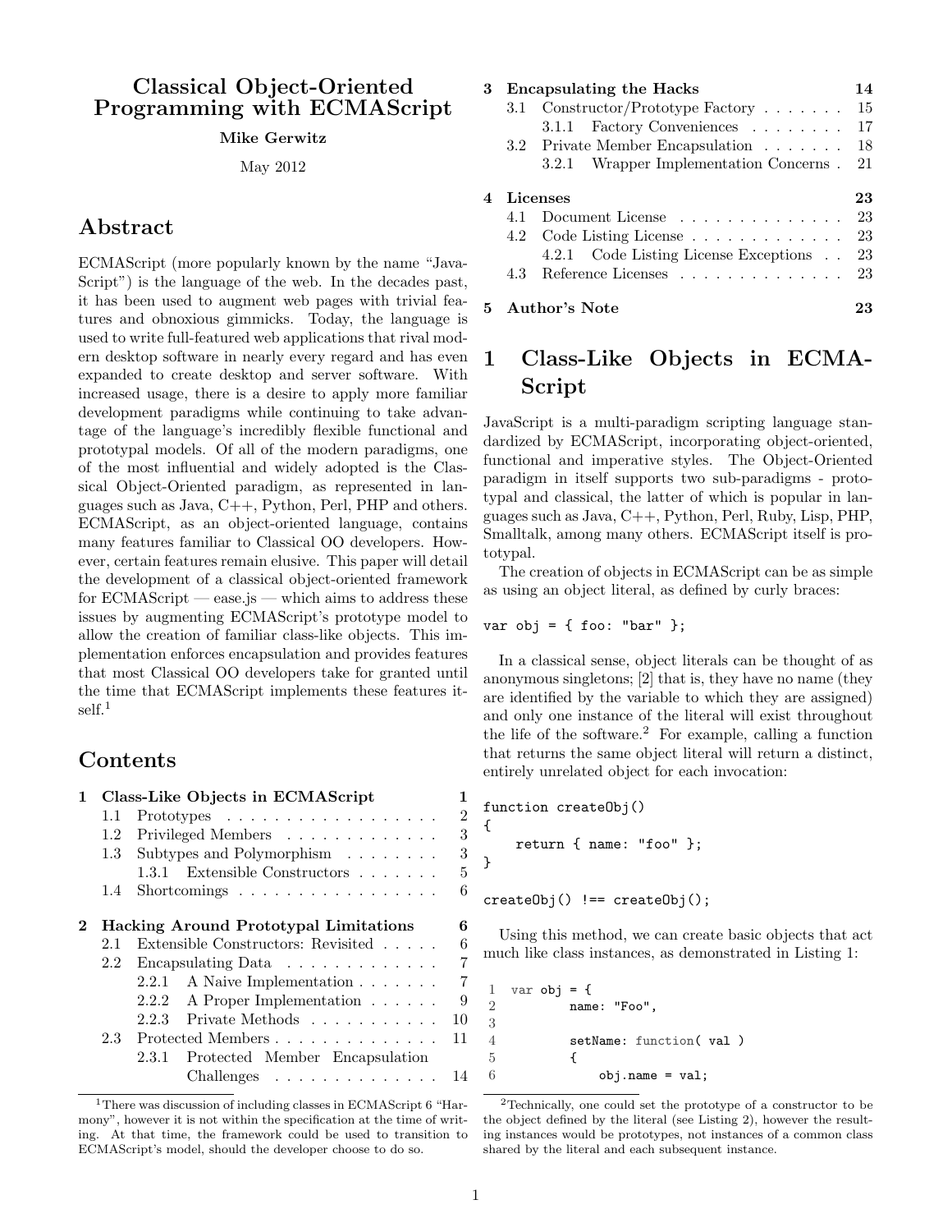# Classical Object-Oriented Programming with ECMAScript

**Mike Gerwitz**

May 2012

## Abstract

ECMAScript (more popularly known by the name "JavaScript") is the language of the web. In the decades past, it has been used to augment web pages with trivial features and obnoxious gimmicks. Today, the language is used to write full-featured web applications that rival modern desktop software in nearly every regard and has even expanded to create desktop and server software. With increased usage, there is a desire to apply more familiar development paradigms while continuing to take advantage of the language's incredibly flexible functional and prototypal models. Of all of the modern paradigms, one of the most influential and widely adopted is the Classical Object-Oriented paradigm, as represented in languages such as Java, C++, Python, Perl, PHP and others. ECMAScript, as an object-oriented language, contains many features familiar to Classical OO developers. However, certain features remain elusive. This paper will detail the development of a classical object-oriented framework for ECMAScript — ease.js — which aims to address these issues by augmenting ECMAScript's prototype model to allow the creation of familiar class-like objects. This implementation enforces encapsulation and provides features that most Classical OO developers take for granted until the time that ECMAScript implements these features itself.[1]

## Contents

- **1 Class-Like Objects in ECMAScript** — 1
  - 1.1 Prototypes — 2
  - 1.2 Privileged Members — 3
  - 1.3 Subtypes and Polymorphism — 3
    - 1.3.1 Extensible Constructors — 5
  - 1.4 Shortcomings — 6
- **2 Hacking Around Prototypal Limitations** — 6
  - 2.1 Extensible Constructors: Revisited — 6
  - 2.2 Encapsulating Data — 7
    - 2.2.1 A Naive Implementation — 7
    - 2.2.2 A Proper Implementation — 9
    - 2.2.3 Private Methods — 10
  - 2.3 Protected Members — 11
    - 2.3.1 Protected Member Encapsulation Challenges — 14
- **3 Encapsulating the Hacks** — 14
  - 3.1 Constructor/Prototype Factory — 15
    - 3.1.1 Factory Conveniences — 17
  - 3.2 Private Member Encapsulation — 18
    - 3.2.1 Wrapper Implementation Concerns — 21
- **4 Licenses** — 23
  - 4.1 Document License — 23
  - 4.2 Code Listing License — 23
    - 4.2.1 Code Listing License Exceptions — 23
  - 4.3 Reference Licenses — 23
- **5 Author's Note** — 23

[1] There was discussion of including classes in ECMAScript 6 "Harmony", however it is not within the specification at the time of writing. At that time, the framework could be used to transition to ECMAScript's model, should the developer choose to do so.

## 1 Class-Like Objects in ECMAScript

JavaScript is a multi-paradigm scripting language standardized by ECMAScript, incorporating object-oriented, functional and imperative styles. The Object-Oriented paradigm in itself supports two sub-paradigms - prototypal and classical, the latter of which is popular in languages such as Java, C++, Python, Perl, Ruby, Lisp, PHP, Smalltalk, among many others. ECMAScript itself is prototypal.

The creation of objects in ECMAScript can be as simple as using an object literal, as defined by curly braces:

```
var obj = { foo: "bar" };
```

In a classical sense, object literals can be thought of as anonymous singletons; [2] that is, they have no name (they are identified by the variable to which they are assigned) and only one instance of the literal will exist throughout the life of the software.[2] For example, calling a function that returns the same object literal will return a distinct, entirely unrelated object for each invocation:

```
function createObj()
{
    return { name: "foo" };
}

createObj() !== createObj();
```

Using this method, we can create basic objects that act much like class instances, as demonstrated in Listing 1:

```
1  var obj = {
2          name: "Foo",
3
4          setName: function( val )
5          {
6              obj.name = val;
```

[2] Technically, one could set the prototype of a constructor to be the object defined by the literal (see Listing 2), however the resulting instances would be prototypes, not instances of a common class shared by the literal and each subsequent instance.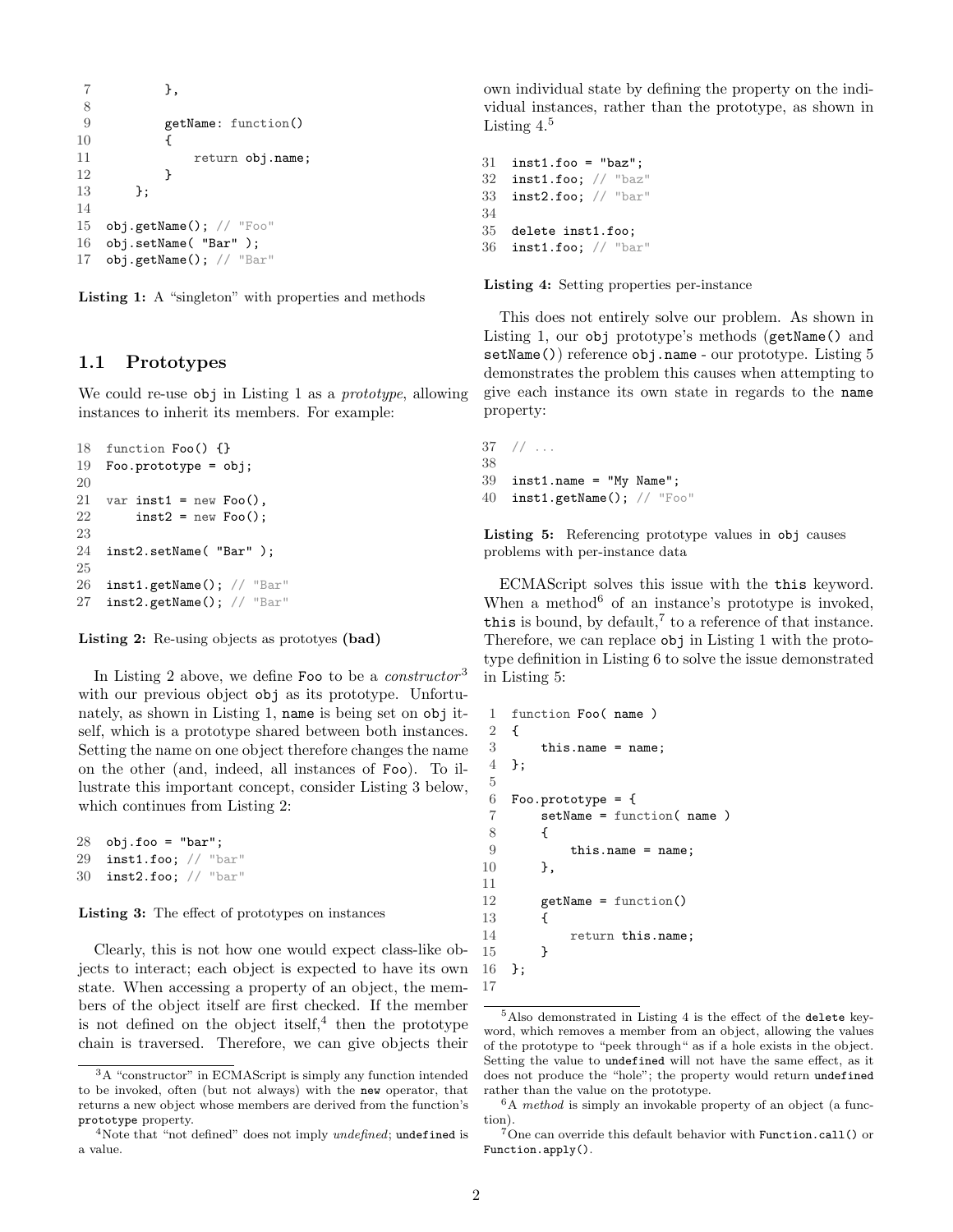```
 7         },
 8
 9         getName: function()
10         {
11             return obj.name;
12         }
13     };
14
15 obj.getName(); // "Foo"
16 obj.setName( "Bar" );
17 obj.getName(); // "Bar"
```

**Listing 1:** A "singleton" with properties and methods

## 1.1 Prototypes

We could re-use `obj` in Listing 1 as a *prototype*, allowing instances to inherit its members. For example:

```
18 function Foo() {}
19 Foo.prototype = obj;
20
21 var inst1 = new Foo(),
22     inst2 = new Foo();
23
24 inst2.setName( "Bar" );
25
26 inst1.getName(); // "Bar"
27 inst2.getName(); // "Bar"
```

**Listing 2:** Re-using objects as prototypes **(bad)**

In Listing 2 above, we define `Foo` to be a *constructor*[3] with our previous object `obj` as its prototype. Unfortunately, as shown in Listing 1, `name` is being set on `obj` itself, which is a prototype shared between both instances. Setting the name on one object therefore changes the name on the other (and, indeed, all instances of `Foo`). To illustrate this important concept, consider Listing 3 below, which continues from Listing 2:

```
28 obj.foo = "bar";
29 inst1.foo; // "bar"
30 inst2.foo; // "bar"
```

**Listing 3:** The effect of prototypes on instances

Clearly, this is not how one would expect class-like objects to interact; each object is expected to have its own state. When accessing a property of an object, the members of the object itself are first checked. If the member is not defined on the object itself,[4] then the prototype chain is traversed. Therefore, we can give objects their own individual state by defining the property on the individual instances, rather than the prototype, as shown in Listing 4.[5]

```
31 inst1.foo = "baz";
32 inst1.foo; // "baz"
33 inst2.foo; // "bar"
34
35 delete inst1.foo;
36 inst1.foo; // "bar"
```

**Listing 4:** Setting properties per-instance

This does not entirely solve our problem. As shown in Listing 1, our `obj` prototype's methods (`getName()` and `setName()`) reference `obj.name` - our prototype. Listing 5 demonstrates the problem this causes when attempting to give each instance its own state in regards to the `name` property:

```
37 // ...
38
39 inst1.name = "My Name";
40 inst1.getName(); // "Foo"
```

**Listing 5:** Referencing prototype values in `obj` causes problems with per-instance data

ECMAScript solves this issue with the `this` keyword. When a method[6] of an instance's prototype is invoked, `this` is bound, by default,[7] to a reference of that instance. Therefore, we can replace `obj` in Listing 1 with the prototype definition in Listing 6 to solve the issue demonstrated in Listing 5:

```
 1 function Foo( name )
 2 {
 3     this.name = name;
 4 };
 5
 6 Foo.prototype = {
 7     setName = function( name )
 8     {
 9         this.name = name;
10     },
11
12     getName = function()
13     {
14         return this.name;
15     }
16 };
17
```

[3] A "constructor" in ECMAScript is simply any function intended to be invoked, often (but not always) with the `new` operator, that returns a new object whose members are derived from the function's `prototype` property.

[4] Note that "not defined" does not imply *undefined*; `undefined` is a value.

[5] Also demonstrated in Listing 4 is the effect of the `delete` keyword, which removes a member from an object, allowing the values of the prototype to "peek through" as if a hole exists in the object. Setting the value to `undefined` will not have the same effect, as it does not produce the "hole"; the property would return `undefined` rather than the value on the prototype.

[6] A *method* is simply an invokable property of an object (a function).

[7] One can override this default behavior with `Function.call()` or `Function.apply()`.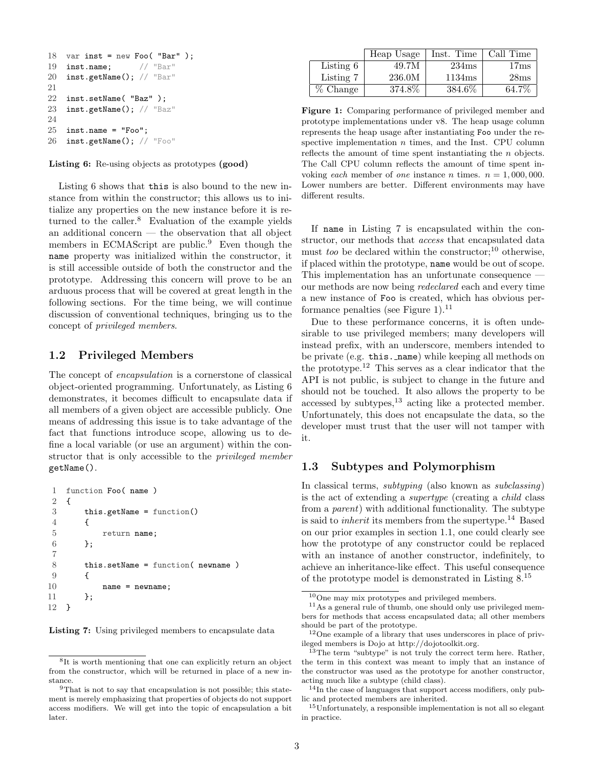```
18 var inst = new Foo( "Bar" );
19 inst.name;      // "Bar"
20 inst.getName(); // "Bar"
21
22 inst.setName( "Baz" );
23 inst.getName(); // "Baz"
24
25 inst.name = "Foo";
26 inst.getName(); // "Foo"
```

**Listing 6:** Re-using objects as prototypes **(good)**

Listing 6 shows that `this` is also bound to the new instance from within the constructor; this allows us to initialize any properties on the new instance before it is returned to the caller.[8] Evaluation of the example yields an additional concern — the observation that all object members in ECMAScript are public.[9] Even though the `name` property was initialized within the constructor, it is still accessible outside of both the constructor and the prototype. Addressing this concern will prove to be an arduous process that will be covered at great length in the following sections. For the time being, we will continue discussion of conventional techniques, bringing us to the concept of *privileged members*.

## 1.2 Privileged Members

The concept of *encapsulation* is a cornerstone of classical object-oriented programming. Unfortunately, as Listing 6 demonstrates, it becomes difficult to encapsulate data if all members of a given object are accessible publicly. One means of addressing this issue is to take advantage of the fact that functions introduce scope, allowing us to define a local variable (or use an argument) within the constructor that is only accessible to the *privileged member* `getName()`.

```
 1 function Foo( name )
 2 {
 3     this.getName = function()
 4     {
 5         return name;
 6     };
 7
 8     this.setName = function( newname )
 9     {
10         name = newname;
11     };
12 }
```

**Listing 7:** Using privileged members to encapsulate data

| | Heap Usage | Inst. Time | Call Time |
|---|---|---|---|
| Listing 6 | 49.7M | 234ms | 17ms |
| Listing 7 | 236.0M | 1134ms | 28ms |
| % Change | 374.8% | 384.6% | 64.7% |

**Figure 1:** Comparing performance of privileged member and prototype implementations under v8. The heap usage column represents the heap usage after instantiating `Foo` under the respective implementation $n$ times, and the Inst. CPU column reflects the amount of time spent instantiating the $n$ objects. The Call CPU column reflects the amount of time spent invoking *each* member of *one* instance $n$ times. $n = 1,000,000$. Lower numbers are better. Different environments may have different results.

If `name` in Listing 7 is encapsulated within the constructor, our methods that *access* that encapsulated data must *too* be declared within the constructor;[10] otherwise, if placed within the prototype, `name` would be out of scope. This implementation has an unfortunate consequence — our methods are now being *redeclared* each and every time a new instance of `Foo` is created, which has obvious performance penalties (see Figure 1).[11]

Due to these performance concerns, it is often undesirable to use privileged members; many developers will instead prefix, with an underscore, members intended to be private (e.g. `this._name`) while keeping all methods on the prototype.[12] This serves as a clear indicator that the API is not public, is subject to change in the future and should not be touched. It also allows the property to be accessed by subtypes,[13] acting like a protected member. Unfortunately, this does not encapsulate the data, so the developer must trust that the user will not tamper with it.

## 1.3 Subtypes and Polymorphism

In classical terms, *subtyping* (also known as *subclassing*) is the act of extending a *supertype* (creating a *child* class from a *parent*) with additional functionality. The subtype is said to *inherit* its members from the supertype.[14] Based on our prior examples in section 1.1, one could clearly see how the prototype of any constructor could be replaced with an instance of another constructor, indefinitely, to achieve an inheritance-like effect. This useful consequence of the prototype model is demonstrated in Listing 8.[15]

---

[8] It is worth mentioning that one can explicitly return an object from the constructor, which will be returned in place of a new instance.

[9] That is not to say that encapsulation is not possible; this statement is merely emphasizing that properties of objects do not support access modifiers. We will get into the topic of encapsulation a bit later.

[10] One may mix prototypes and privileged members.

[11] As a general rule of thumb, one should only use privileged members for methods that access encapsulated data; all other members should be part of the prototype.

[12] One example of a library that uses underscores in place of privileged members is Dojo at http://dojotoolkit.org.

[13] The term "subtype" is not truly the correct term here. Rather, the term in this context was meant to imply that an instance of the constructor was used as the prototype for another constructor, acting much like a subtype (child class).

[14] In the case of languages that support access modifiers, only public and protected members are inherited.

[15] Unfortunately, a responsible implementation is not all so elegant in practice.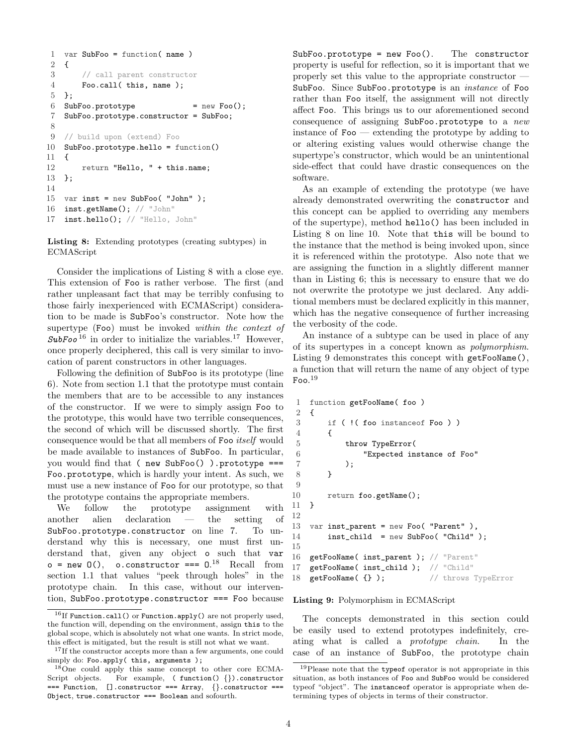```
var SubFoo = function( name )
{
    // call parent constructor
    Foo.call( this, name );
};
SubFoo.prototype             = new Foo();
SubFoo.prototype.constructor = SubFoo;

// build upon (extend) Foo
SubFoo.prototype.hello = function()
{
    return "Hello, " + this.name;
};

var inst = new SubFoo( "John" );
inst.getName(); // "John"
inst.hello(); // "Hello, John"
```

**Listing 8:** Extending prototypes (creating subtypes) in ECMAScript

Consider the implications of Listing 8 with a close eye. This extension of Foo is rather verbose. The first (and rather unpleasant fact that may be terribly confusing to those fairly inexperienced with ECMAScript) consideration to be made is SubFoo's constructor. Note how the supertype (Foo) must be invoked *within the context of **SubFoo***[16] in order to initialize the variables.[17] However, once properly deciphered, this call is very similar to invocation of parent constructors in other languages.

Following the definition of SubFoo is its prototype (line 6). Note from section 1.1 that the prototype must contain the members that are to be accessible to any instances of the constructor. If we were to simply assign Foo to the prototype, this would have two terrible consequences, the second of which will be discussed shortly. The first consequence would be that all members of Foo *itself* would be made available to instances of SubFoo. In particular, you would find that `( new SubFoo() ).prototype === Foo.prototype`, which is hardly your intent. As such, we must use a new instance of Foo for our prototype, so that the prototype contains the appropriate members.

We follow the prototype assignment with another alien declaration — the setting of `SubFoo.prototype.constructor` on line 7. To understand why this is necessary, one must first understand that, given any object o such that `var o = new O(), o.constructor === O`.[18] Recall from section 1.1 that values "peek through holes" in the prototype chain. In this case, without our intervention, `SubFoo.prototype.constructor === Foo` because `SubFoo.prototype = new Foo()`. The constructor property is useful for reflection, so it is important that we properly set this value to the appropriate constructor — SubFoo. Since SubFoo.prototype is an *instance* of Foo rather than Foo itself, the assignment will not directly affect Foo. This brings us to our aforementioned second consequence of assigning SubFoo.prototype to a *new* instance of Foo — extending the prototype by adding to or altering existing values would otherwise change the supertype's constructor, which would be an unintentional side-effect that could have drastic consequences on the software.

As an example of extending the prototype (we have already demonstrated overwriting the constructor and this concept can be applied to overriding any members of the supertype), method hello() has been included in Listing 8 on line 10. Note that this will be bound to the instance that the method is being invoked upon, since it is referenced within the prototype. Also note that we are assigning the function in a slightly different manner than in Listing 6; this is necessary to ensure that we do not overwrite the prototype we just declared. Any additional members must be declared explicitly in this manner, which has the negative consequence of further increasing the verbosity of the code.

An instance of a subtype can be used in place of any of its supertypes in a concept known as *polymorphism*. Listing 9 demonstrates this concept with getFooName(), a function that will return the name of any object of type Foo.[19]

```
function getFooName( foo )
{
    if ( !( foo instanceof Foo ) )
    {
        throw TypeError(
            "Expected instance of Foo"
        );
    }

    return foo.getName();
}

var inst_parent = new Foo( "Parent" ),
    inst_child  = new SubFoo( "Child" );

getFooName( inst_parent ); // "Parent"
getFooName( inst_child );  // "Child"
getFooName( {} );          // throws TypeError
```

**Listing 9:** Polymorphism in ECMAScript

The concepts demonstrated in this section could be easily used to extend prototypes indefinitely, creating what is called a *prototype chain*. In the case of an instance of SubFoo, the prototype chain

[16] If `Function.call()` or `Function.apply()` are not properly used, the function will, depending on the environment, assign this to the global scope, which is absolutely not what one wants. In strict mode, this effect is mitigated, but the result is still not what we want.

[17] If the constructor accepts more than a few arguments, one could simply do: `Foo.apply( this, arguments );`

[18] One could apply this same concept to other core ECMAScript objects. For example, `( function() {}).constructor === Function`, `[].constructor === Array`, `{}.constructor === Object`, `true.constructor === Boolean` and sofourth.

[19] Please note that the typeof operator is not appropriate in this situation, as both instances of Foo and SubFoo would be considered typeof "object". The instanceof operator is appropriate when determining types of objects in terms of their constructor.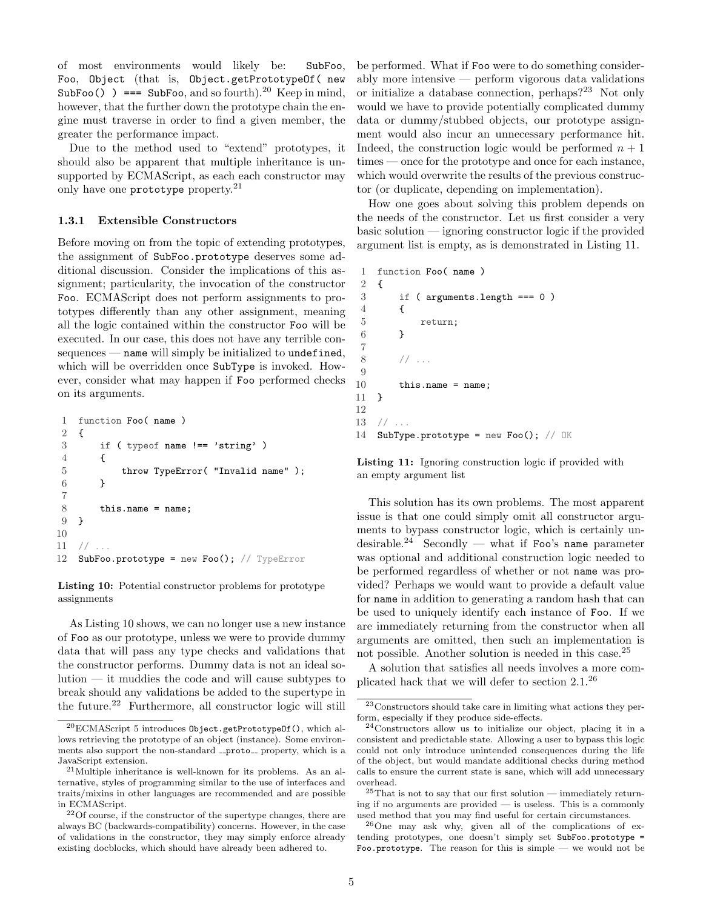of most environments would likely be: SubFoo, Foo, Object (that is, Object.getPrototypeOf( new SubFoo() ) === SubFoo, and so fourth).[20] Keep in mind, however, that the further down the prototype chain the engine must traverse in order to find a given member, the greater the performance impact.

Due to the method used to "extend" prototypes, it should also be apparent that multiple inheritance is unsupported by ECMAScript, as each each constructor may only have one prototype property.[21]

### 1.3.1 Extensible Constructors

Before moving on from the topic of extending prototypes, the assignment of SubFoo.prototype deserves some additional discussion. Consider the implications of this assignment; particularity, the invocation of the constructor Foo. ECMAScript does not perform assignments to prototypes differently than any other assignment, meaning all the logic contained within the constructor Foo will be executed. In our case, this does not have any terrible consequences — name will simply be initialized to undefined, which will be overridden once SubType is invoked. However, consider what may happen if Foo performed checks on its arguments.

```
 1  function Foo( name )
 2  {
 3      if ( typeof name !== 'string' )
 4      {
 5          throw TypeError( "Invalid name" );
 6      }
 7
 8      this.name = name;
 9  }
10
11  // ...
12  SubFoo.prototype = new Foo(); // TypeError
```

**Listing 10:** Potential constructor problems for prototype assignments

As Listing 10 shows, we can no longer use a new instance of Foo as our prototype, unless we were to provide dummy data that will pass any type checks and validations that the constructor performs. Dummy data is not an ideal solution — it muddies the code and will cause subtypes to break should any validations be added to the supertype in the future.[22] Furthermore, all constructor logic will still be performed. What if Foo were to do something considerably more intensive — perform vigorous data validations or initialize a database connection, perhaps?[23] Not only would we have to provide potentially complicated dummy data or dummy/stubbed objects, our prototype assignment would also incur an unnecessary performance hit. Indeed, the construction logic would be performed $n + 1$ times — once for the prototype and once for each instance, which would overwrite the results of the previous constructor (or duplicate, depending on implementation).

How one goes about solving this problem depends on the needs of the constructor. Let us first consider a very basic solution — ignoring constructor logic if the provided argument list is empty, as is demonstrated in Listing 11.

```
 1  function Foo( name )
 2  {
 3      if ( arguments.length === 0 )
 4      {
 5          return;
 6      }
 7
 8      // ...
 9
10      this.name = name;
11  }
12
13  // ...
14  SubType.prototype = new Foo(); // OK
```

**Listing 11:** Ignoring construction logic if provided with an empty argument list

This solution has its own problems. The most apparent issue is that one could simply omit all constructor arguments to bypass constructor logic, which is certainly undesirable.[24] Secondly — what if Foo's name parameter was optional and additional construction logic needed to be performed regardless of whether or not name was provided? Perhaps we would want to provide a default value for name in addition to generating a random hash that can be used to uniquely identify each instance of Foo. If we are immediately returning from the constructor when all arguments are omitted, then such an implementation is not possible. Another solution is needed in this case.[25]

A solution that satisfies all needs involves a more complicated hack that we will defer to section 2.1.[26]

---

[20] ECMAScript 5 introduces Object.getPrototypeOf(), which allows retrieving the prototype of an object (instance). Some environments also support the non-standard __proto__ property, which is a JavaScript extension.

[21] Multiple inheritance is well-known for its problems. As an alternative, styles of programming similar to the use of interfaces and traits/mixins in other languages are recommended and are possible in ECMAScript.

[22] Of course, if the constructor of the supertype changes, there are always BC (backwards-compatibility) concerns. However, in the case of validations in the constructor, they may simply enforce already existing docblocks, which should have already been adhered to.

[23] Constructors should take care in limiting what actions they perform, especially if they produce side-effects.

[24] Constructors allow us to initialize our object, placing it in a consistent and predictable state. Allowing a user to bypass this logic could not only introduce unintended consequences during the life of the object, but would mandate additional checks during method calls to ensure the current state is sane, which will add unnecessary overhead.

[25] That is not to say that our first solution — immediately returning if no arguments are provided — is useless. This is a commonly used method that you may find useful for certain circumstances.

[26] One may ask why, given all of the complications of extending prototypes, one doesn't simply set SubFoo.prototype = Foo.prototype. The reason for this is simple — we would not be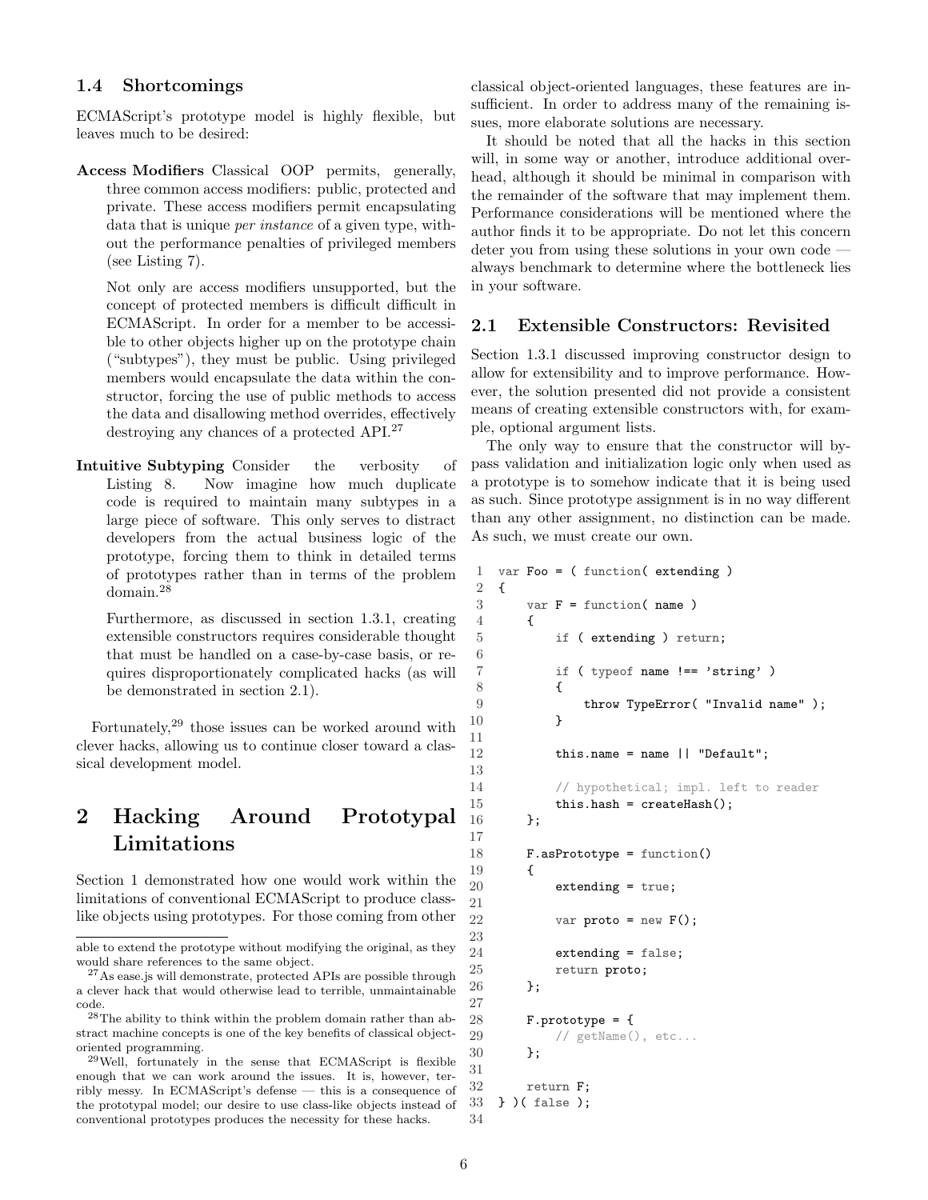### 1.4 Shortcomings

ECMAScript's prototype model is highly flexible, but leaves much to be desired:

**Access Modifiers** Classical OOP permits, generally, three common access modifiers: public, protected and private. These access modifiers permit encapsulating data that is unique *per instance* of a given type, without the performance penalties of privileged members (see Listing 7).

Not only are access modifiers unsupported, but the concept of protected members is difficult difficult in ECMAScript. In order for a member to be accessible to other objects higher up on the prototype chain ("subtypes"), they must be public. Using privileged members would encapsulate the data within the constructor, forcing the use of public methods to access the data and disallowing method overrides, effectively destroying any chances of a protected API.[27]

**Intuitive Subtyping** Consider the verbosity of Listing 8. Now imagine how much duplicate code is required to maintain many subtypes in a large piece of software. This only serves to distract developers from the actual business logic of the prototype, forcing them to think in detailed terms of prototypes rather than in terms of the problem domain.[28]

Furthermore, as discussed in section 1.3.1, creating extensible constructors requires considerable thought that must be handled on a case-by-case basis, or requires disproportionately complicated hacks (as will be demonstrated in section 2.1).

Fortunately,[29] those issues can be worked around with clever hacks, allowing us to continue closer toward a classical development model.

## 2 Hacking Around Prototypal Limitations

Section 1 demonstrated how one would work within the limitations of conventional ECMAScript to produce class-like objects using prototypes. For those coming from other classical object-oriented languages, these features are insufficient. In order to address many of the remaining issues, more elaborate solutions are necessary.

It should be noted that all the hacks in this section will, in some way or another, introduce additional overhead, although it should be minimal in comparison with the remainder of the software that may implement them. Performance considerations will be mentioned where the author finds it to be appropriate. Do not let this concern deter you from using these solutions in your own code — always benchmark to determine where the bottleneck lies in your software.

### 2.1 Extensible Constructors: Revisited

Section 1.3.1 discussed improving constructor design to allow for extensibility and to improve performance. However, the solution presented did not provide a consistent means of creating extensible constructors with, for example, optional argument lists.

The only way to ensure that the constructor will bypass validation and initialization logic only when used as a prototype is to somehow indicate that it is being used as such. Since prototype assignment is in no way different than any other assignment, no distinction can be made. As such, we must create our own.

```
1  var Foo = ( function( extending )
2  {
3      var F = function( name )
4      {
5          if ( extending ) return;
6
7          if ( typeof name !== 'string' )
8          {
9              throw TypeError( "Invalid name" );
10         }
11
12         this.name = name || "Default";
13
14         // hypothetical; impl. left to reader
15         this.hash = createHash();
16     };
17
18     F.asPrototype = function()
19     {
20         extending = true;
21
22         var proto = new F();
23
24         extending = false;
25         return proto;
26     };
27
28     F.prototype = {
29         // getName(), etc...
30     };
31
32     return F;
33 } )( false );
34
```

---

able to extend the prototype without modifying the original, as they would share references to the same object.

[27] As ease.js will demonstrate, protected APIs are possible through a clever hack that would otherwise lead to terrible, unmaintainable code.

[28] The ability to think within the problem domain rather than abstract machine concepts is one of the key benefits of classical object-oriented programming.

[29] Well, fortunately in the sense that ECMAScript is flexible enough that we can work around the issues. It is, however, terribly messy. In ECMAScript's defense — this is a consequence of the prototypal model; our desire to use class-like objects instead of conventional prototypes produces the necessity for these hacks.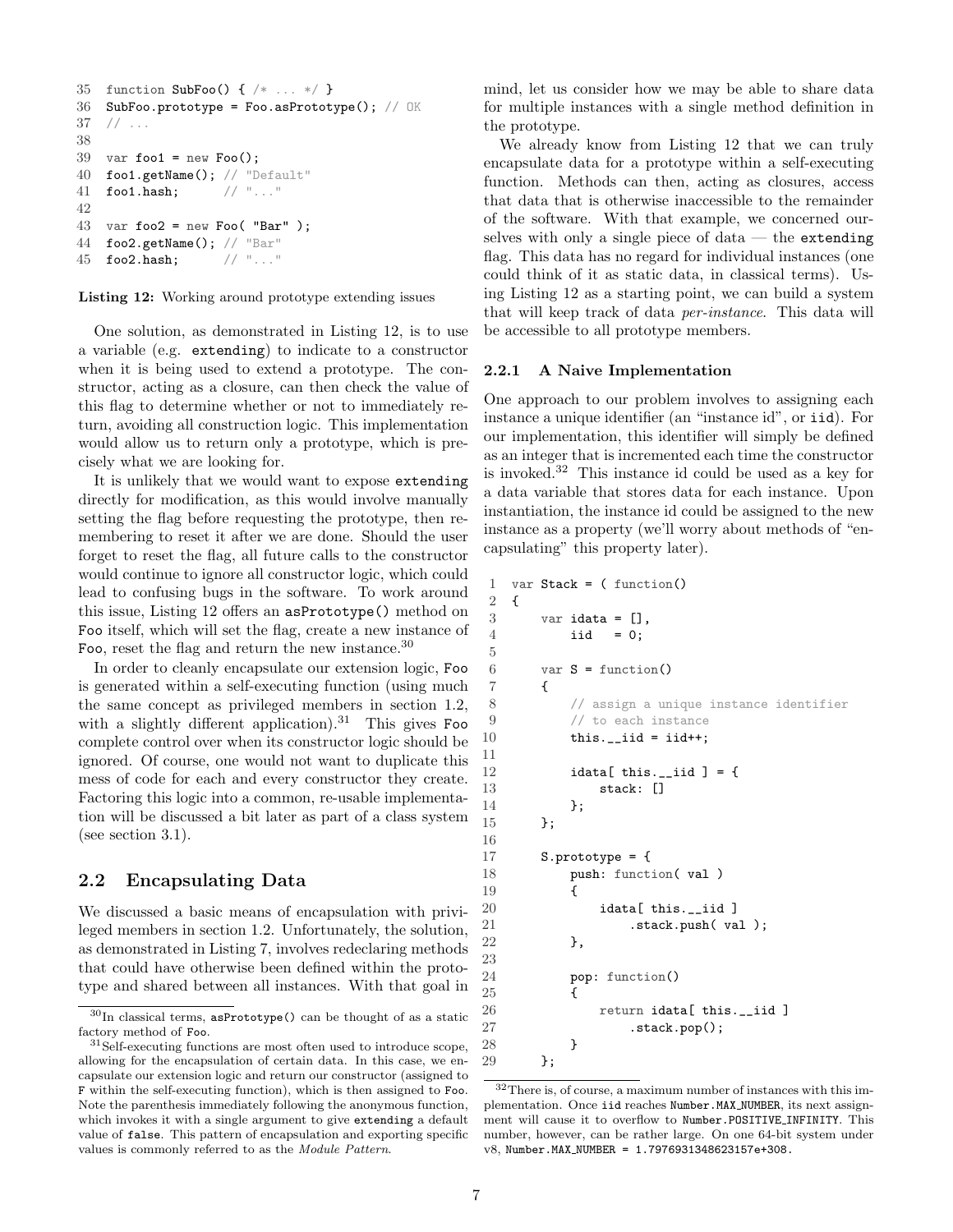```
35 function SubFoo() { /* ... */ }
36 SubFoo.prototype = Foo.asPrototype(); // OK
37 // ...
38
39 var foo1 = new Foo();
40 foo1.getName(); // "Default"
41 foo1.hash;      // "..."
42
43 var foo2 = new Foo( "Bar" );
44 foo2.getName(); // "Bar"
45 foo2.hash;      // "..."
```

**Listing 12:** Working around prototype extending issues

One solution, as demonstrated in Listing 12, is to use a variable (e.g. `extending`) to indicate to a constructor when it is being used to extend a prototype. The constructor, acting as a closure, can then check the value of this flag to determine whether or not to immediately return, avoiding all construction logic. This implementation would allow us to return only a prototype, which is precisely what we are looking for.

It is unlikely that we would want to expose `extending` directly for modification, as this would involve manually setting the flag before requesting the prototype, then remembering to reset it after we are done. Should the user forget to reset the flag, all future calls to the constructor would continue to ignore all constructor logic, which could lead to confusing bugs in the software. To work around this issue, Listing 12 offers an `asPrototype()` method on `Foo` itself, which will set the flag, create a new instance of `Foo`, reset the flag and return the new instance.[30]

In order to cleanly encapsulate our extension logic, `Foo` is generated within a self-executing function (using much the same concept as privileged members in section 1.2, with a slightly different application).[31] This gives `Foo` complete control over when its constructor logic should be ignored. Of course, one would not want to duplicate this mess of code for each and every constructor they create. Factoring this logic into a common, re-usable implementation will be discussed a bit later as part of a class system (see section 3.1).

## 2.2 Encapsulating Data

We discussed a basic means of encapsulation with privileged members in section 1.2. Unfortunately, the solution, as demonstrated in Listing 7, involves redeclaring methods that could have otherwise been defined within the prototype and shared between all instances. With that goal in mind, let us consider how we may be able to share data for multiple instances with a single method definition in the prototype.

We already know from Listing 12 that we can truly encapsulate data for a prototype within a self-executing function. Methods can then, acting as closures, access that data that is otherwise inaccessible to the remainder of the software. With that example, we concerned ourselves with only a single piece of data — the `extending` flag. This data has no regard for individual instances (one could think of it as static data, in classical terms). Using Listing 12 as a starting point, we can build a system that will keep track of data *per-instance*. This data will be accessible to all prototype members.

### 2.2.1 A Naive Implementation

One approach to our problem involves to assigning each instance a unique identifier (an "instance id", or `iid`). For our implementation, this identifier will simply be defined as an integer that is incremented each time the constructor is invoked.[32] This instance id could be used as a key for a data variable that stores data for each instance. Upon instantiation, the instance id could be assigned to the new instance as a property (we'll worry about methods of "encapsulating" this property later).

```
1  var Stack = ( function()
2  {
3      var idata = [],
4          iid   = 0;
5
6      var S = function()
7      {
8          // assign a unique instance identifier
9          // to each instance
10         this.__iid = iid++;
11
12         idata[ this.__iid ] = {
13             stack: []
14         };
15     };
16
17     S.prototype = {
18         push: function( val )
19         {
20             idata[ this.__iid ]
21                 .stack.push( val );
22         },
23
24         pop: function()
25         {
26             return idata[ this.__iid ]
27                 .stack.pop();
28         }
29     };
```

[30] In classical terms, `asPrototype()` can be thought of as a static factory method of `Foo`.

[31] Self-executing functions are most often used to introduce scope, allowing for the encapsulation of certain data. In this case, we encapsulate our extension logic and return our constructor (assigned to `F` within the self-executing function), which is then assigned to `Foo`. Note the parenthesis immediately following the anonymous function, which invokes it with a single argument to give `extending` a default value of `false`. This pattern of encapsulation and exporting specific values is commonly referred to as the *Module Pattern*.

[32] There is, of course, a maximum number of instances with this implementation. Once `iid` reaches `Number.MAX_NUMBER`, its next assignment will cause it to overflow to `Number.POSITIVE_INFINITY`. This number, however, can be rather large. On one 64-bit system under v8, `Number.MAX_NUMBER = 1.7976931348623157e+308`.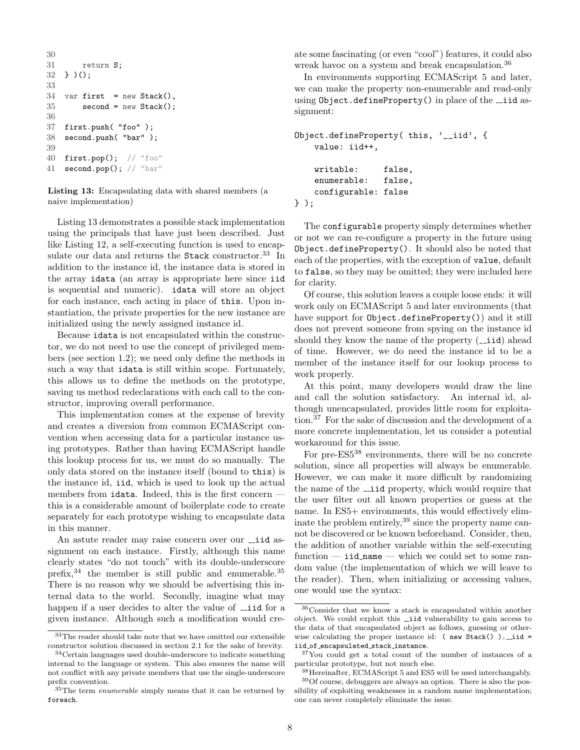```
30
31      return S;
32  } )();
33
34  var first  = new Stack(),
35      second = new Stack();
36
37  first.push( "foo" );
38  second.push( "bar" );
39
40  first.pop();  // "foo"
41  second.pop(); // "bar"
```

**Listing 13:** Encapsulating data with shared members (a naive implementation)

Listing 13 demonstrates a possible stack implementation using the principals that have just been described. Just like Listing 12, a self-executing function is used to encapsulate our data and returns the `Stack` constructor.[33] In addition to the instance id, the instance data is stored in the array `idata` (an array is appropriate here since `iid` is sequential and numeric). `idata` will store an object for each instance, each acting in place of `this`. Upon instantiation, the private properties for the new instance are initialized using the newly assigned instance id.

Because `idata` is not encapsulated within the constructor, we do not need to use the concept of privileged members (see section 1.2); we need only define the methods in such a way that `idata` is still within scope. Fortunately, this allows us to define the methods on the prototype, saving us method redeclarations with each call to the constructor, improving overall performance.

This implementation comes at the expense of brevity and creates a diversion from common ECMAScript convention when accessing data for a particular instance using prototypes. Rather than having ECMAScript handle this lookup process for us, we must do so manually. The only data stored on the instance itself (bound to `this`) is the instance id, `iid`, which is used to look up the actual members from `idata`. Indeed, this is the first concern — this is a considerable amount of boilerplate code to create separately for each prototype wishing to encapsulate data in this manner.

An astute reader may raise concern over our `__iid` assignment on each instance. Firstly, although this name clearly states "do not touch" with its double-underscore prefix,[34] the member is still public and enumerable.[35] There is no reason why we should be advertising this internal data to the world. Secondly, imagine what may happen if a user decides to alter the value of `__iid` for a given instance. Although such a modification would create some fascinating (or even "cool") features, it could also wreak havoc on a system and break encapsulation.[36]

In environments supporting ECMAScript 5 and later, we can make the property non-enumerable and read-only using `Object.defineProperty()` in place of the `__iid` assignment:

```
Object.defineProperty( this, '__iid', {
    value: iid++,

    writable:     false,
    enumerable:   false,
    configurable: false
} );
```

The `configurable` property simply determines whether or not we can re-configure a property in the future using `Object.defineProperty()`. It should also be noted that each of the properties, with the exception of `value`, default to `false`, so they may be omitted; they were included here for clarity.

Of course, this solution leaves a couple loose ends: it will work only on ECMAScript 5 and later environments (that have support for `Object.defineProperty()`) and it still does not prevent someone from spying on the instance id should they know the name of the property (`__iid`) ahead of time. However, we do need the instance id to be a member of the instance itself for our lookup process to work properly.

At this point, many developers would draw the line and call the solution satisfactory. An internal id, although unencapsulated, provides little room for exploitation.[37] For the sake of discussion and the development of a more concrete implementation, let us consider a potential workaround for this issue.

For pre-ES5[38] environments, there will be no concrete solution, since all properties will always be enumerable. However, we can make it more difficult by randomizing the name of the `__iid` property, which would require that the user filter out all known properties or guess at the name. In ES5+ environments, this would effectively eliminate the problem entirely,[39] since the property name cannot be discovered or be known beforehand. Consider, then, the addition of another variable within the self-executing function — `iid_name` — which we could set to some random value (the implementation of which we will leave to the reader). Then, when initializing or accessing values, one would use the syntax:

---

[33] The reader should take note that we have omitted our extensible constructor solution discussed in section 2.1 for the sake of brevity.

[34] Certain languages used double-underscore to indicate something internal to the language or system. This also ensures the name will not conflict with any private members that use the single-underscore prefix convention.

[35] The term *enumerable* simply means that it can be returned by `foreach`.

[36] Consider that we know a stack is encapsulated within another object. We could exploit this `__iid` vulnerability to gain access to the data of that encapsulated object as follows, guessing or otherwise calculating the proper instance id: `( new Stack() ).__iid = iid_of_encapsulated_stack_instance`.

[37] You could get a total count of the number of instances of a particular prototype, but not much else.

[38] Hereinafter, ECMAScript 5 and ES5 will be used interchangably.

[39] Of course, debuggers are always an option. There is also the possibility of exploiting weaknesses in a random name implementation; one can never completely eliminate the issue.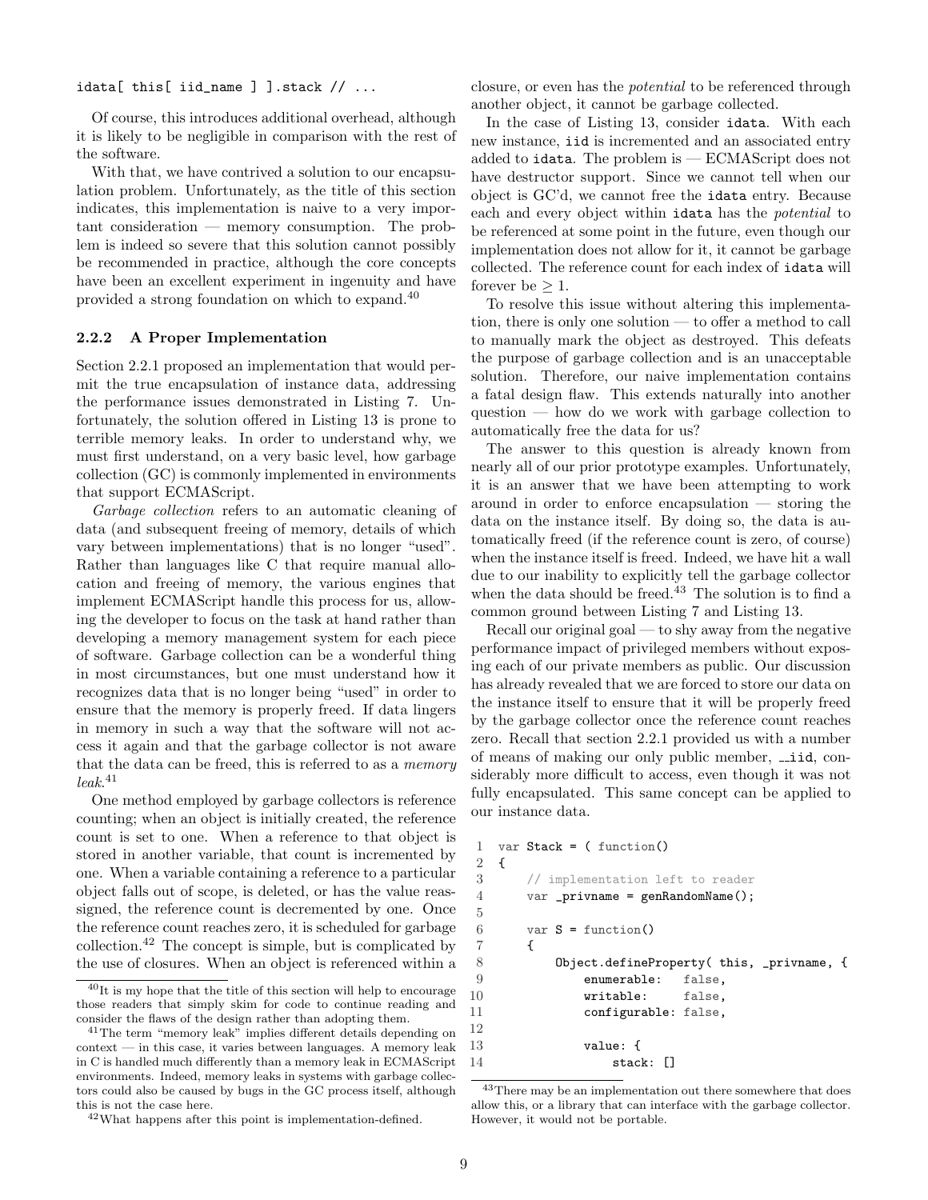```
idata[ this[ iid_name ] ].stack // ...
```

Of course, this introduces additional overhead, although it is likely to be negligible in comparison with the rest of the software.

With that, we have contrived a solution to our encapsulation problem. Unfortunately, as the title of this section indicates, this implementation is naive to a very important consideration — memory consumption. The problem is indeed so severe that this solution cannot possibly be recommended in practice, although the core concepts have been an excellent experiment in ingenuity and have provided a strong foundation on which to expand.[40]

### 2.2.2 A Proper Implementation

Section 2.2.1 proposed an implementation that would permit the true encapsulation of instance data, addressing the performance issues demonstrated in Listing 7. Unfortunately, the solution offered in Listing 13 is prone to terrible memory leaks. In order to understand why, we must first understand, on a very basic level, how garbage collection (GC) is commonly implemented in environments that support ECMAScript.

*Garbage collection* refers to an automatic cleaning of data (and subsequent freeing of memory, details of which vary between implementations) that is no longer "used". Rather than languages like C that require manual allocation and freeing of memory, the various engines that implement ECMAScript handle this process for us, allowing the developer to focus on the task at hand rather than developing a memory management system for each piece of software. Garbage collection can be a wonderful thing in most circumstances, but one must understand how it recognizes data that is no longer being "used" in order to ensure that the memory is properly freed. If data lingers in memory in such a way that the software will not access it again and that the garbage collector is not aware that the data can be freed, this is referred to as a *memory leak*.[41]

One method employed by garbage collectors is reference counting; when an object is initially created, the reference count is set to one. When a reference to that object is stored in another variable, that count is incremented by one. When a variable containing a reference to a particular object falls out of scope, is deleted, or has the value reassigned, the reference count is decremented by one. Once the reference count reaches zero, it is scheduled for garbage collection.[42] The concept is simple, but is complicated by the use of closures. When an object is referenced within a closure, or even has the *potential* to be referenced through another object, it cannot be garbage collected.

In the case of Listing 13, consider `idata`. With each new instance, `iid` is incremented and an associated entry added to `idata`. The problem is — ECMAScript does not have destructor support. Since we cannot tell when our object is GC'd, we cannot free the `idata` entry. Because each and every object within `idata` has the *potential* to be referenced at some point in the future, even though our implementation does not allow for it, it cannot be garbage collected. The reference count for each index of `idata` will forever be $\geq 1$.

To resolve this issue without altering this implementation, there is only one solution — to offer a method to call to manually mark the object as destroyed. This defeats the purpose of garbage collection and is an unacceptable solution. Therefore, our naive implementation contains a fatal design flaw. This extends naturally into another question — how do we work with garbage collection to automatically free the data for us?

The answer to this question is already known from nearly all of our prior prototype examples. Unfortunately, it is an answer that we have been attempting to work around in order to enforce encapsulation — storing the data on the instance itself. By doing so, the data is automatically freed (if the reference count is zero, of course) when the instance itself is freed. Indeed, we have hit a wall due to our inability to explicitly tell the garbage collector when the data should be freed.[43] The solution is to find a common ground between Listing 7 and Listing 13.

Recall our original goal — to shy away from the negative performance impact of privileged members without exposing each of our private members as public. Our discussion has already revealed that we are forced to store our data on the instance itself to ensure that it will be properly freed by the garbage collector once the reference count reaches zero. Recall that section 2.2.1 provided us with a number of means of making our only public member, `__iid`, considerably more difficult to access, even though it was not fully encapsulated. This same concept can be applied to our instance data.

```
1  var Stack = ( function()
2  {
3      // implementation left to reader
4      var _privname = genRandomName();
5
6      var S = function()
7      {
8          Object.defineProperty( this, _privname, {
9              enumerable:   false,
10             writable:     false,
11             configurable: false,
12
13             value: {
14                 stack: []
```

[40] It is my hope that the title of this section will help to encourage those readers that simply skim for code to continue reading and consider the flaws of the design rather than adopting them.

[41] The term "memory leak" implies different details depending on context — in this case, it varies between languages. A memory leak in C is handled much differently than a memory leak in ECMAScript environments. Indeed, memory leaks in systems with garbage collectors could also be caused by bugs in the GC process itself, although this is not the case here.

[42] What happens after this point is implementation-defined.

[43] There may be an implementation out there somewhere that does allow this, or a library that can interface with the garbage collector. However, it would not be portable.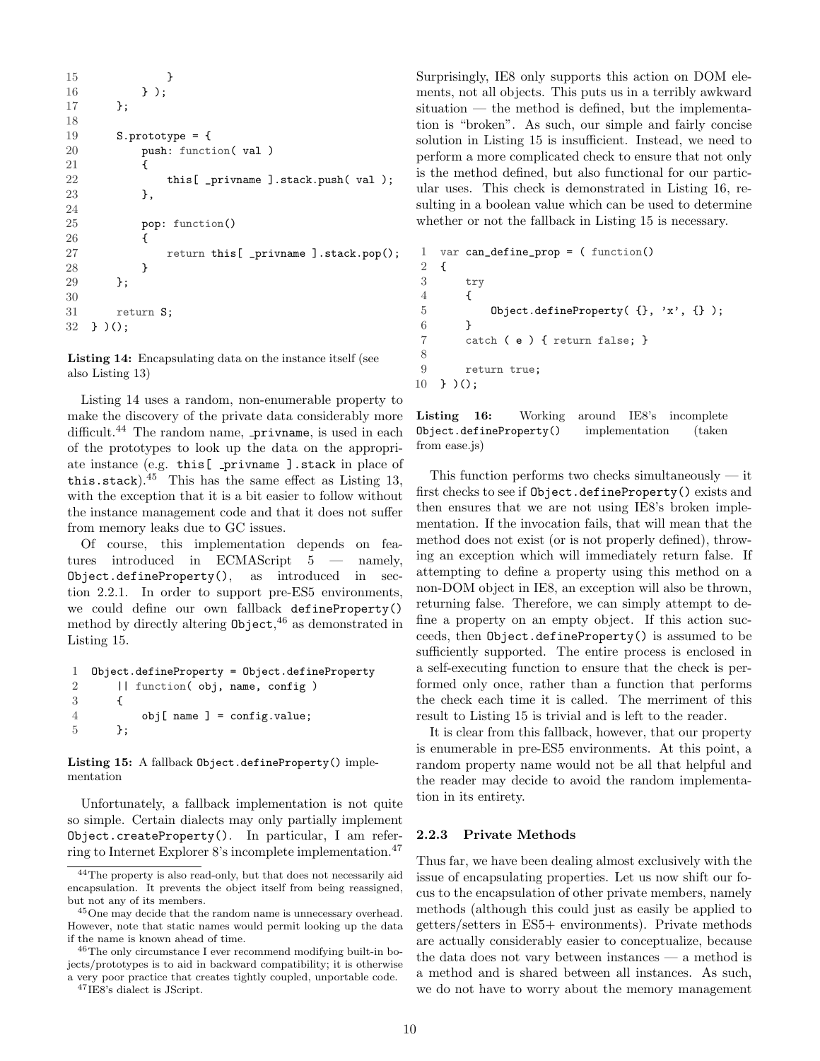```
15                }
16            } );
17        };
18
19        S.prototype = {
20            push: function( val )
21            {
22                this[ _privname ].stack.push( val );
23            },
24
25            pop: function()
26            {
27                return this[ _privname ].stack.pop();
28            }
29        };
30
31        return S;
32    } )();
```

**Listing 14:** Encapsulating data on the instance itself (see also Listing 13)

Listing 14 uses a random, non-enumerable property to make the discovery of the private data considerably more difficult.[44] The random name, _privname, is used in each of the prototypes to look up the data on the appropriate instance (e.g. `this[ _privname ].stack` in place of `this.stack`).[45] This has the same effect as Listing 13, with the exception that it is a bit easier to follow without the instance management code and that it does not suffer from memory leaks due to GC issues.

Of course, this implementation depends on features introduced in ECMAScript 5 — namely, `Object.defineProperty()`, as introduced in section 2.2.1. In order to support pre-ES5 environments, we could define our own fallback `defineProperty()` method by directly altering `Object`,[46] as demonstrated in Listing 15.

```
1  Object.defineProperty = Object.defineProperty
2      || function( obj, name, config )
3      {
4          obj[ name ] = config.value;
5      };
```

**Listing 15:** A fallback `Object.defineProperty()` implementation

Unfortunately, a fallback implementation is not quite so simple. Certain dialects may only partially implement `Object.createProperty()`. In particular, I am referring to Internet Explorer 8's incomplete implementation.[47] Surprisingly, IE8 only supports this action on DOM elements, not all objects. This puts us in a terribly awkward situation — the method is defined, but the implementation is "broken". As such, our simple and fairly concise solution in Listing 15 is insufficient. Instead, we need to perform a more complicated check to ensure that not only is the method defined, but also functional for our particular uses. This check is demonstrated in Listing 16, resulting in a boolean value which can be used to determine whether or not the fallback in Listing 15 is necessary.

```
1  var can_define_prop = ( function()
2  {
3      try
4      {
5          Object.defineProperty( {}, 'x', {} );
6      }
7      catch ( e ) { return false; }
8
9      return true;
10 } )();
```

**Listing 16:** Working around IE8's incomplete `Object.defineProperty()` implementation (taken from ease.js)

This function performs two checks simultaneously — it first checks to see if `Object.defineProperty()` exists and then ensures that we are not using IE8's broken implementation. If the invocation fails, that will mean that the method does not exist (or is not properly defined), throwing an exception which will immediately return false. If attempting to define a property using this method on a non-DOM object in IE8, an exception will also be thrown, returning false. Therefore, we can simply attempt to define a property on an empty object. If this action succeeds, then `Object.defineProperty()` is assumed to be sufficiently supported. The entire process is enclosed in a self-executing function to ensure that the check is performed only once, rather than a function that performs the check each time it is called. The merriment of this result to Listing 15 is trivial and is left to the reader.

It is clear from this fallback, however, that our property is enumerable in pre-ES5 environments. At this point, a random property name would not be all that helpful and the reader may decide to avoid the random implementation in its entirety.

### 2.2.3 Private Methods

Thus far, we have been dealing almost exclusively with the issue of encapsulating properties. Let us now shift our focus to the encapsulation of other private members, namely methods (although this could just as easily be applied to getters/setters in ES5+ environments). Private methods are actually considerably easier to conceptualize, because the data does not vary between instances — a method is a method and is shared between all instances. As such, we do not have to worry about the memory management

---

[44] The property is also read-only, but that does not necessarily aid encapsulation. It prevents the object itself from being reassigned, but not any of its members.

[45] One may decide that the random name is unnecessary overhead. However, note that static names would permit looking up the data if the name is known ahead of time.

[46] The only circumstance I ever recommend modifying built-in bojects/prototypes is to aid in backward compatibility; it is otherwise a very poor practice that creates tightly coupled, unportable code.

[47] IE8's dialect is JScript.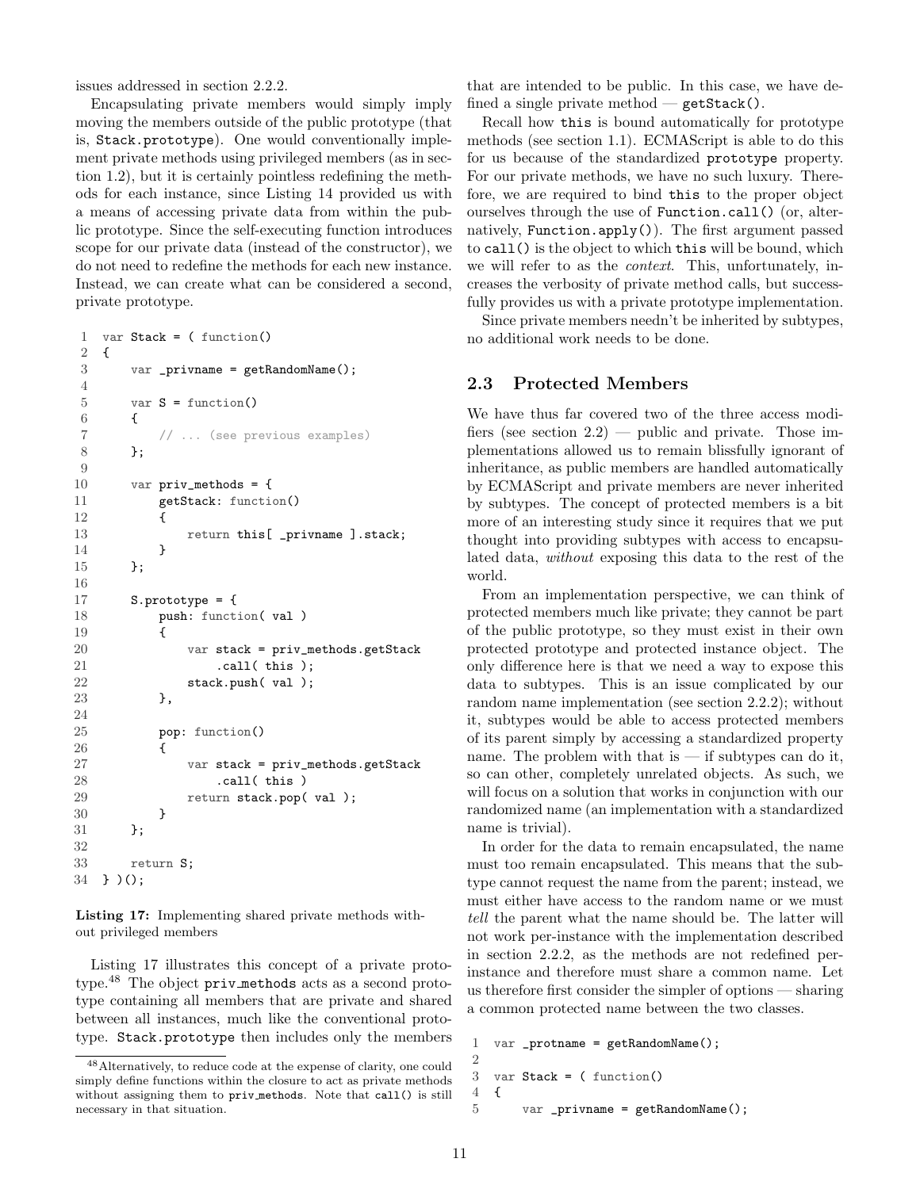issues addressed in section 2.2.2.

Encapsulating private members would simply imply moving the members outside of the public prototype (that is, `Stack.prototype`). One would conventionally implement private methods using privileged members (as in section 1.2), but it is certainly pointless redefining the methods for each instance, since Listing 14 provided us with a means of accessing private data from within the public prototype. Since the self-executing function introduces scope for our private data (instead of the constructor), we do not need to redefine the methods for each new instance. Instead, we can create what can be considered a second, private prototype.

```
var Stack = ( function()
{
    var _privname = getRandomName();

    var S = function()
    {
        // ... (see previous examples)
    };

    var priv_methods = {
        getStack: function()
        {
            return this[ _privname ].stack;
        }
    };

    S.prototype = {
        push: function( val )
        {
            var stack = priv_methods.getStack
                .call( this );
            stack.push( val );
        },

        pop: function()
        {
            var stack = priv_methods.getStack
                .call( this )
            return stack.pop( val );
        }
    };

    return S;
} )();
```

**Listing 17:** Implementing shared private methods without privileged members

Listing 17 illustrates this concept of a private prototype.[48] The object `priv_methods` acts as a second prototype containing all members that are private and shared between all instances, much like the conventional prototype. `Stack.prototype` then includes only the members that are intended to be public. In this case, we have defined a single private method — `getStack()`.

Recall how `this` is bound automatically for prototype methods (see section 1.1). ECMAScript is able to do this for us because of the standardized `prototype` property. For our private methods, we have no such luxury. Therefore, we are required to bind `this` to the proper object ourselves through the use of `Function.call()` (or, alternatively, `Function.apply()`). The first argument passed to `call()` is the object to which `this` will be bound, which we will refer to as the *context*. This, unfortunately, increases the verbosity of private method calls, but successfully provides us with a private prototype implementation.

Since private members needn't be inherited by subtypes, no additional work needs to be done.

## 2.3 Protected Members

We have thus far covered two of the three access modifiers (see section 2.2) — public and private. Those implementations allowed us to remain blissfully ignorant of inheritance, as public members are handled automatically by ECMAScript and private members are never inherited by subtypes. The concept of protected members is a bit more of an interesting study since it requires that we put thought into providing subtypes with access to encapsulated data, *without* exposing this data to the rest of the world.

From an implementation perspective, we can think of protected members much like private; they cannot be part of the public prototype, so they must exist in their own protected prototype and protected instance object. The only difference here is that we need a way to expose this data to subtypes. This is an issue complicated by our random name implementation (see section 2.2.2); without it, subtypes would be able to access protected members of its parent simply by accessing a standardized property name. The problem with that is — if subtypes can do it, so can other, completely unrelated objects. As such, we will focus on a solution that works in conjunction with our randomized name (an implementation with a standardized name is trivial).

In order for the data to remain encapsulated, the name must too remain encapsulated. This means that the subtype cannot request the name from the parent; instead, we must either have access to the random name or we must *tell* the parent what the name should be. The latter will not work per-instance with the implementation described in section 2.2.2, as the methods are not redefined per-instance and therefore must share a common name. Let us therefore first consider the simpler of options — sharing a common protected name between the two classes.

```
var _protname = getRandomName();

var Stack = ( function()
{
    var _privname = getRandomName();
```

[48] Alternatively, to reduce code at the expense of clarity, one could simply define functions within the closure to act as private methods without assigning them to `priv_methods`. Note that `call()` is still necessary in that situation.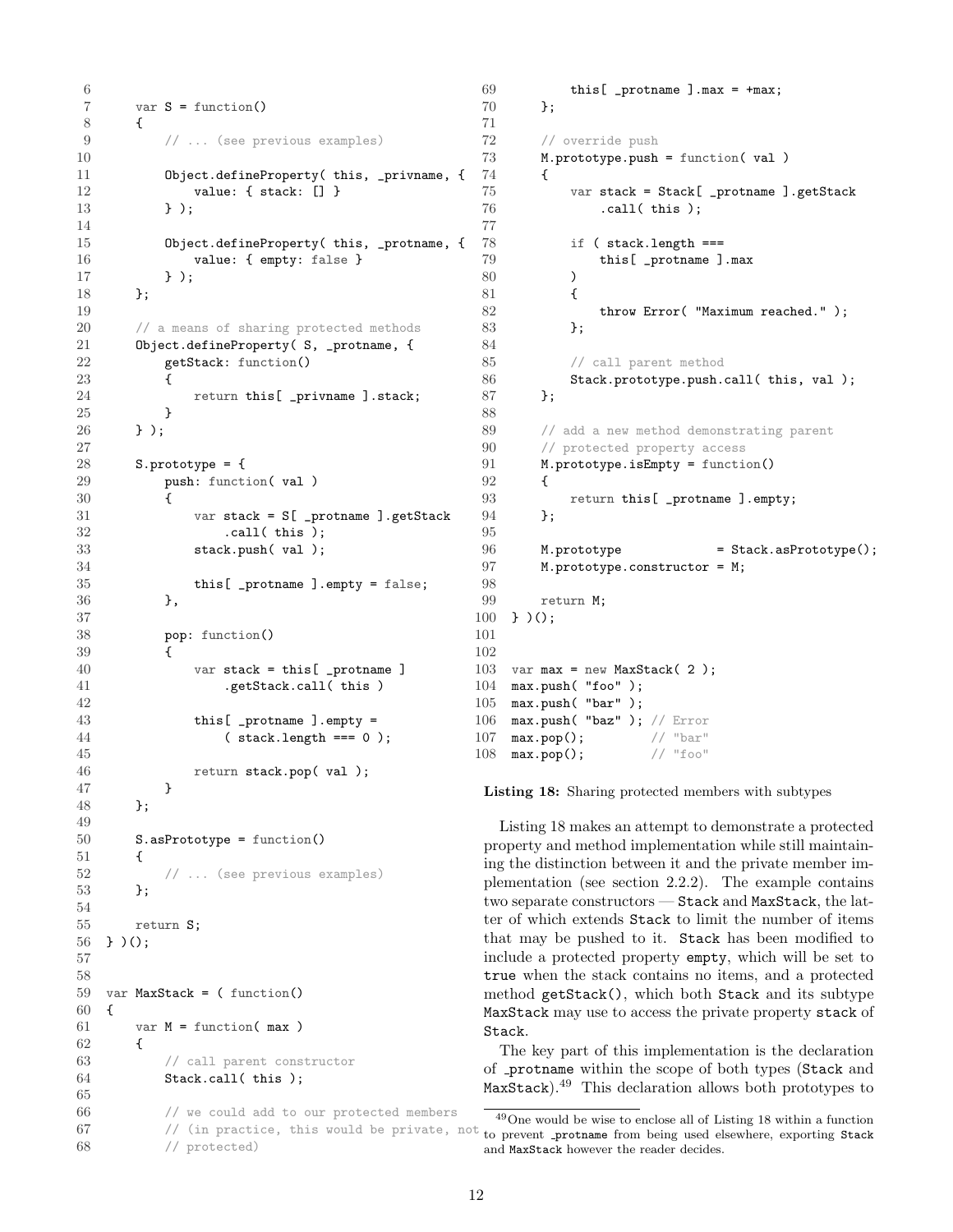```
6
7     var S = function()
8     {
9         // ... (see previous examples)
10
11        Object.defineProperty( this, _privname, {
12            value: { stack: [] }
13        } );
14
15        Object.defineProperty( this, _protname, {
16            value: { empty: false }
17        } );
18    };
19
20    // a means of sharing protected methods
21    Object.defineProperty( S, _protname, {
22        getStack: function()
23        {
24            return this[ _privname ].stack;
25        }
26    } );
27
28    S.prototype = {
29        push: function( val )
30        {
31            var stack = S[ _protname ].getStack
32                .call( this );
33            stack.push( val );
34
35            this[ _protname ].empty = false;
36        },
37
38        pop: function()
39        {
40            var stack = this[ _protname ]
41                .getStack.call( this )
42
43            this[ _protname ].empty =
44                ( stack.length === 0 );
45
46            return stack.pop( val );
47        }
48    };
49
50    S.asPrototype = function()
51    {
52        // ... (see previous examples)
53    };
54
55    return S;
56 } )();
57
58
59 var MaxStack = ( function()
60 {
61     var M = function( max )
62     {
63         // call parent constructor
64         Stack.call( this );
65
66         // we could add to our protected members
67         // (in practice, this would be private, not
68         // protected)
69         this[ _protname ].max = +max;
70     };
71
72     // override push
73     M.prototype.push = function( val )
74     {
75         var stack = Stack[ _protname ].getStack
76             .call( this );
77
78         if ( stack.length ===
79             this[ _protname ].max
80         )
81         {
82             throw Error( "Maximum reached." );
83         };
84
85         // call parent method
86         Stack.prototype.push.call( this, val );
87     };
88
89     // add a new method demonstrating parent
90     // protected property access
91     M.prototype.isEmpty = function()
92     {
93         return this[ _protname ].empty;
94     };
95
96     M.prototype             = Stack.asPrototype();
97     M.prototype.constructor = M;
98
99     return M;
100 } )();
101
102
103 var max = new MaxStack( 2 );
104 max.push( "foo" );
105 max.push( "bar" );
106 max.push( "baz" ); // Error
107 max.pop();         // "bar"
108 max.pop();         // "foo"
```

**Listing 18:** Sharing protected members with subtypes

Listing 18 makes an attempt to demonstrate a protected property and method implementation while still maintaining the distinction between it and the private member implementation (see section 2.2.2). The example contains two separate constructors — Stack and MaxStack, the latter of which extends Stack to limit the number of items that may be pushed to it. Stack has been modified to include a protected property empty, which will be set to true when the stack contains no items, and a protected method getStack(), which both Stack and its subtype MaxStack may use to access the private property stack of Stack.

The key part of this implementation is the declaration of _protname within the scope of both types (Stack and MaxStack).[49] This declaration allows both prototypes to

[49] One would be wise to enclose all of Listing 18 within a function to prevent _protname from being used elsewhere, exporting Stack and MaxStack however the reader decides.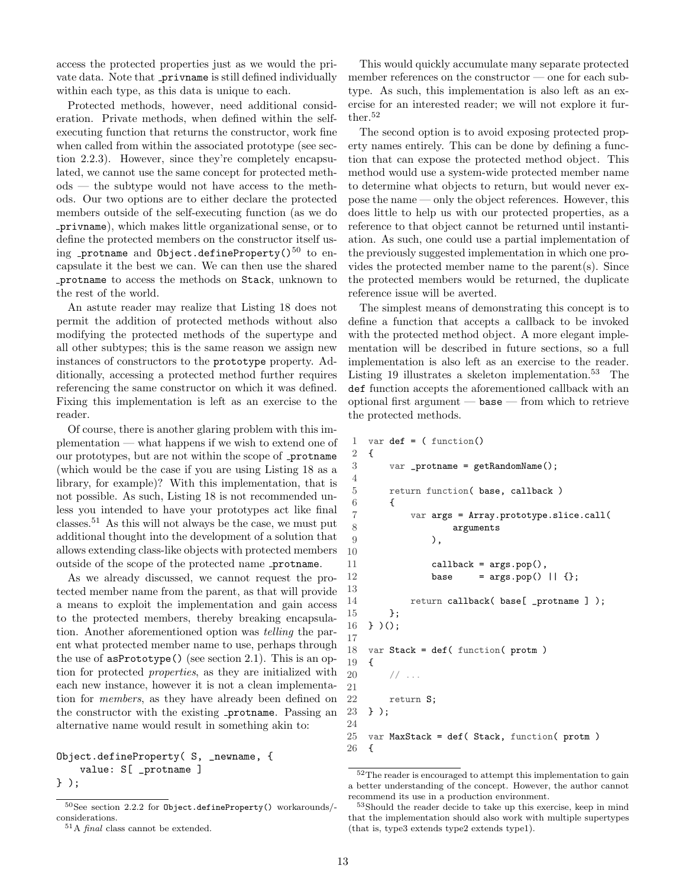access the protected properties just as we would the private data. Note that _privname is still defined individually within each type, as this data is unique to each.

Protected methods, however, need additional consideration. Private methods, when defined within the self-executing function that returns the constructor, work fine when called from within the associated prototype (see section 2.2.3). However, since they're completely encapsulated, we cannot use the same concept for protected methods — the subtype would not have access to the methods. Our two options are to either declare the protected members outside of the self-executing function (as we do _privname), which makes little organizational sense, or to define the protected members on the constructor itself using _protname and Object.defineProperty()[50] to encapsulate it the best we can. We can then use the shared _protname to access the methods on Stack, unknown to the rest of the world.

An astute reader may realize that Listing 18 does not permit the addition of protected methods without also modifying the protected methods of the supertype and all other subtypes; this is the same reason we assign new instances of constructors to the prototype property. Additionally, accessing a protected method further requires referencing the same constructor on which it was defined. Fixing this implementation is left as an exercise to the reader.

Of course, there is another glaring problem with this implementation — what happens if we wish to extend one of our prototypes, but are not within the scope of _protname (which would be the case if you are using Listing 18 as a library, for example)? With this implementation, that is not possible. As such, Listing 18 is not recommended unless you intended to have your prototypes act like final classes.[51] As this will not always be the case, we must put additional thought into the development of a solution that allows extending class-like objects with protected members outside of the scope of the protected name _protname.

As we already discussed, we cannot request the protected member name from the parent, as that will provide a means to exploit the implementation and gain access to the protected members, thereby breaking encapsulation. Another aforementioned option was *telling* the parent what protected member name to use, perhaps through the use of asPrototype() (see section 2.1). This is an option for protected *properties*, as they are initialized with each new instance, however it is not a clean implementation for *members*, as they have already been defined on the constructor with the existing _protname. Passing an alternative name would result in something akin to:

```
Object.defineProperty( S, _newname, {
    value: S[ _protname ]
} );
```

This would quickly accumulate many separate protected member references on the constructor — one for each subtype. As such, this implementation is also left as an exercise for an interested reader; we will not explore it further.[52]

The second option is to avoid exposing protected property names entirely. This can be done by defining a function that can expose the protected method object. This method would use a system-wide protected member name to determine what objects to return, but would never expose the name — only the object references. However, this does little to help us with our protected properties, as a reference to that object cannot be returned until instantiation. As such, one could use a partial implementation of the previously suggested implementation in which one provides the protected member name to the parent(s). Since the protected members would be returned, the duplicate reference issue will be averted.

The simplest means of demonstrating this concept is to define a function that accepts a callback to be invoked with the protected method object. A more elegant implementation will be described in future sections, so a full implementation is also left as an exercise to the reader. Listing 19 illustrates a skeleton implementation.[53] The def function accepts the aforementioned callback with an optional first argument — base — from which to retrieve the protected methods.

```
1  var def = ( function()
2  {
3      var _protname = getRandomName();
4
5      return function( base, callback )
6      {
7          var args = Array.prototype.slice.call(
8                  arguments
9              ),
10
11             callback = args.pop(),
12             base     = args.pop() || {};
13
14         return callback( base[ _protname ] );
15     };
16 } )();
17
18 var Stack = def( function( protm )
19 {
20     // ...
21
22     return S;
23 } );
24
25 var MaxStack = def( Stack, function( protm )
26 {
```

[50] See section 2.2.2 for Object.defineProperty() workarounds/considerations.

[51] A *final* class cannot be extended.

[52] The reader is encouraged to attempt this implementation to gain a better understanding of the concept. However, the author cannot recommend its use in a production environment.

[53] Should the reader decide to take up this exercise, keep in mind that the implementation should also work with multiple supertypes (that is, type3 extends type2 extends type1).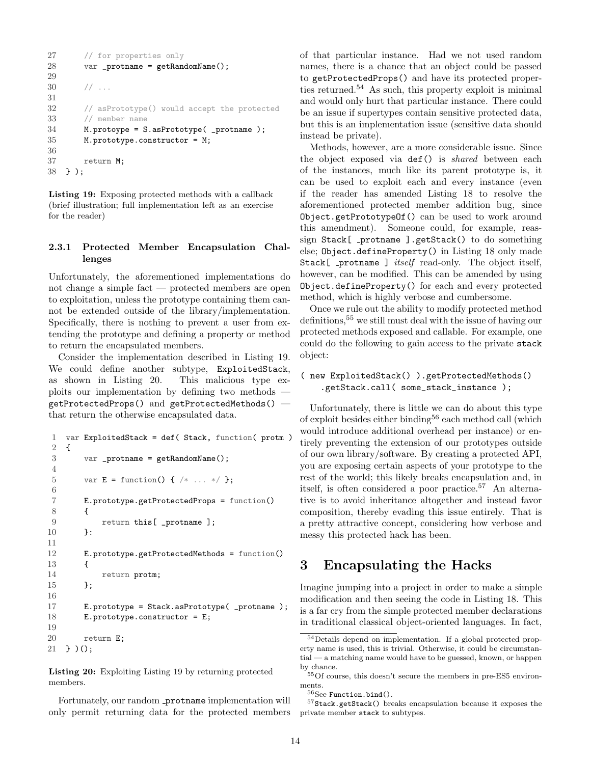```
27      // for properties only
28      var _protname = getRandomName();
29
30      // ...
31
32      // asPrototype() would accept the protected
33      // member name
34      M.protoype = S.asPrototype( _protname );
35      M.prototype.constructor = M;
36
37      return M;
38  } );
```

**Listing 19:** Exposing protected methods with a callback (brief illustration; full implementation left as an exercise for the reader)

### 2.3.1 Protected Member Encapsulation Challenges

Unfortunately, the aforementioned implementations do not change a simple fact — protected members are open to exploitation, unless the prototype containing them cannot be extended outside of the library/implementation. Specifically, there is nothing to prevent a user from extending the prototype and defining a property or method to return the encapsulated members.

Consider the implementation described in Listing 19. We could define another subtype, `ExploitedStack`, as shown in Listing 20. This malicious type exploits our implementation by defining two methods — `getProtectedProps()` and `getProtectedMethods()` — that return the otherwise encapsulated data.

```
1   var ExploitedStack = def( Stack, function( protm )
2   {
3       var _protname = getRandomName();
4
5       var E = function() { /* ... */ };
6
7       E.prototype.getProtectedProps = function()
8       {
9           return this[ _protname ];
10      }:
11
12      E.prototype.getProtectedMethods = function()
13      {
14          return protm;
15      };
16
17      E.prototype = Stack.asPrototype( _protname );
18      E.prototype.constructor = E;
19
20      return E;
21  } )();
```

**Listing 20:** Exploiting Listing 19 by returning protected members.

Fortunately, our random `_protname` implementation will only permit returning data for the protected members of that particular instance. Had we not used random names, there is a chance that an object could be passed to `getProtectedProps()` and have its protected properties returned.[54] As such, this property exploit is minimal and would only hurt that particular instance. There could be an issue if supertypes contain sensitive protected data, but this is an implementation issue (sensitive data should instead be private).

Methods, however, are a more considerable issue. Since the object exposed via `def()` is *shared* between each of the instances, much like its parent prototype is, it can be used to exploit each and every instance (even if the reader has amended Listing 18 to resolve the aforementioned protected member addition bug, since `Object.getPrototypeOf()` can be used to work around this amendment). Someone could, for example, reassign `Stack[ _protname ].getStack()` to do something else; `Object.defineProperty()` in Listing 18 only made `Stack[ _protname ]` *itself* read-only. The object itself, however, can be modified. This can be amended by using `Object.defineProperty()` for each and every protected method, which is highly verbose and cumbersome.

Once we rule out the ability to modify protected method definitions,[55] we still must deal with the issue of having our protected methods exposed and callable. For example, one could do the following to gain access to the private `stack` object:

```
( new ExploitedStack() ).getProtectedMethods()
    .getStack.call( some_stack_instance );
```

Unfortunately, there is little we can do about this type of exploit besides either binding[56] each method call (which would introduce additional overhead per instance) or entirely preventing the extension of our prototypes outside of our own library/software. By creating a protected API, you are exposing certain aspects of your prototype to the rest of the world; this likely breaks encapsulation and, in itself, is often considered a poor practice.[57] An alternative is to avoid inheritance altogether and instead favor composition, thereby evading this issue entirely. That is a pretty attractive concept, considering how verbose and messy this protected hack has been.

# 3 Encapsulating the Hacks

Imagine jumping into a project in order to make a simple modification and then seeing the code in Listing 18. This is a far cry from the simple protected member declarations in traditional classical object-oriented languages. In fact,

[54] Details depend on implementation. If a global protected property name is used, this is trivial. Otherwise, it could be circumstantial — a matching name would have to be guessed, known, or happen by chance.

[55] Of course, this doesn't secure the members in pre-ES5 environments.

[56] See `Function.bind()`.

[57] `Stack.getStack()` breaks encapsulation because it exposes the private member `stack` to subtypes.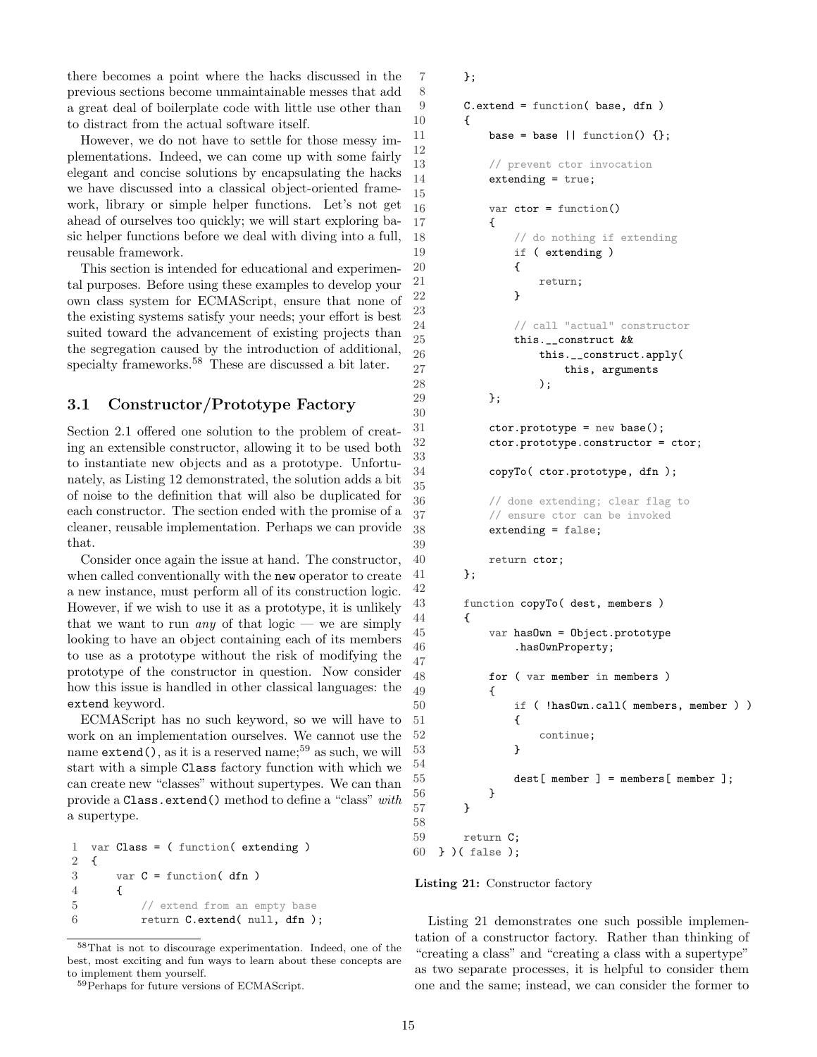there becomes a point where the hacks discussed in the previous sections become unmaintainable messes that add a great deal of boilerplate code with little use other than to distract from the actual software itself.

However, we do not have to settle for those messy implementations. Indeed, we can come up with some fairly elegant and concise solutions by encapsulating the hacks we have discussed into a classical object-oriented framework, library or simple helper functions. Let's not get ahead of ourselves too quickly; we will start exploring basic helper functions before we deal with diving into a full, reusable framework.

This section is intended for educational and experimental purposes. Before using these examples to develop your own class system for ECMAScript, ensure that none of the existing systems satisfy your needs; your effort is best suited toward the advancement of existing projects than the segregation caused by the introduction of additional, specialty frameworks.[58] These are discussed a bit later.

## 3.1 Constructor/Prototype Factory

Section 2.1 offered one solution to the problem of creating an extensible constructor, allowing it to be used both to instantiate new objects and as a prototype. Unfortunately, as Listing 12 demonstrated, the solution adds a bit of noise to the definition that will also be duplicated for each constructor. The section ended with the promise of a cleaner, reusable implementation. Perhaps we can provide that.

Consider once again the issue at hand. The constructor, when called conventionally with the `new` operator to create a new instance, must perform all of its construction logic. However, if we wish to use it as a prototype, it is unlikely that we want to run *any* of that logic — we are simply looking to have an object containing each of its members to use as a prototype without the risk of modifying the prototype of the constructor in question. Now consider how this issue is handled in other classical languages: the `extend` keyword.

ECMAScript has no such keyword, so we will have to work on an implementation ourselves. We cannot use the name `extend()`, as it is a reserved name;[59] as such, we will start with a simple `Class` factory function with which we can create new "classes" without supertypes. We can than provide a `Class.extend()` method to define a "class" *with* a supertype.

```
1  var Class = ( function( extending )
2  {
3      var C = function( dfn )
4      {
5          // extend from an empty base
6          return C.extend( null, dfn );
7      };
8
9      C.extend = function( base, dfn )
10     {
11         base = base || function() {};
12
13         // prevent ctor invocation
14         extending = true;
15
16         var ctor = function()
17         {
18             // do nothing if extending
19             if ( extending )
20             {
21                 return;
22             }
23
24             // call "actual" constructor
25             this.__construct &&
26                 this.__construct.apply(
27                     this, arguments
28                 );
29         };
30
31         ctor.prototype = new base();
32         ctor.prototype.constructor = ctor;
33
34         copyTo( ctor.prototype, dfn );
35
36         // done extending; clear flag to
37         // ensure ctor can be invoked
38         extending = false;
39
40         return ctor;
41     };
42
43     function copyTo( dest, members )
44     {
45         var hasOwn = Object.prototype
46             .hasOwnProperty;
47
48         for ( var member in members )
49         {
50             if ( !hasOwn.call( members, member ) )
51             {
52                 continue;
53             }
54
55             dest[ member ] = members[ member ];
56         }
57     }
58
59     return C;
60 } )( false );
```

**Listing 21:** Constructor factory

Listing 21 demonstrates one such possible implementation of a constructor factory. Rather than thinking of "creating a class" and "creating a class with a supertype" as two separate processes, it is helpful to consider them one and the same; instead, we can consider the former to

[58] That is not to discourage experimentation. Indeed, one of the best, most exciting and fun ways to learn about these concepts are to implement them yourself.

[59] Perhaps for future versions of ECMAScript.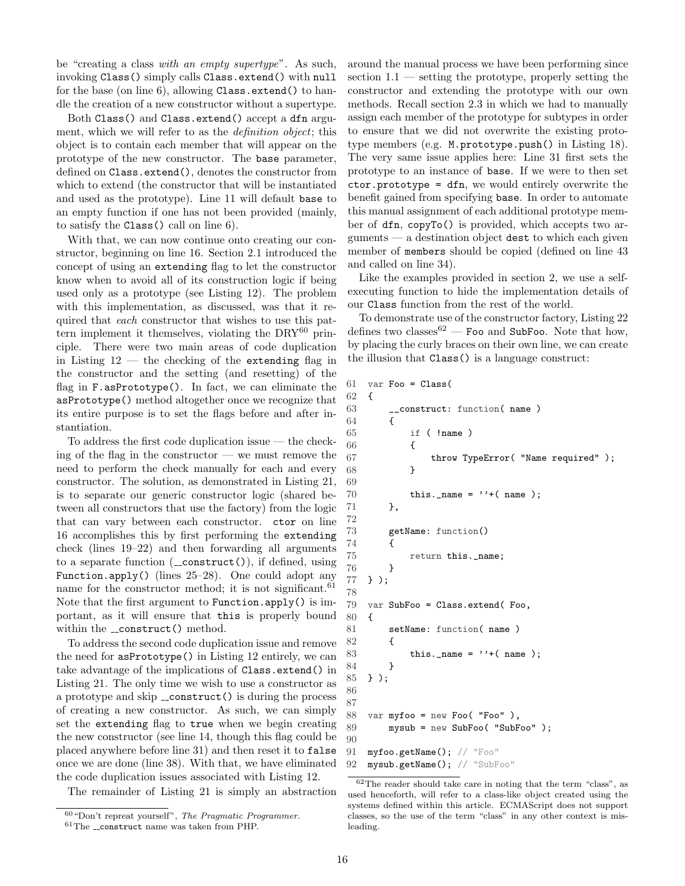be "creating a class *with an empty supertype*". As such, invoking `Class()` simply calls `Class.extend()` with `null` for the base (on line 6), allowing `Class.extend()` to handle the creation of a new constructor without a supertype.

Both `Class()` and `Class.extend()` accept a `dfn` argument, which we will refer to as the *definition object*; this object is to contain each member that will appear on the prototype of the new constructor. The `base` parameter, defined on `Class.extend()`, denotes the constructor from which to extend (the constructor that will be instantiated and used as the prototype). Line 11 will default `base` to an empty function if one has not been provided (mainly, to satisfy the `Class()` call on line 6).

With that, we can now continue onto creating our constructor, beginning on line 16. Section 2.1 introduced the concept of using an `extending` flag to let the constructor know when to avoid all of its construction logic if being used only as a prototype (see Listing 12). The problem with this implementation, as discussed, was that it required that *each* constructor that wishes to use this pattern implement it themselves, violating the DRY[60] principle. There were two main areas of code duplication in Listing 12 — the checking of the `extending` flag in the constructor and the setting (and resetting) of the flag in `F.asPrototype()`. In fact, we can eliminate the `asPrototype()` method altogether once we recognize that its entire purpose is to set the flags before and after instantiation.

To address the first code duplication issue — the checking of the flag in the constructor — we must remove the need to perform the check manually for each and every constructor. The solution, as demonstrated in Listing 21, is to separate our generic constructor logic (shared between all constructors that use the factory) from the logic that can vary between each constructor. `ctor` on line 16 accomplishes this by first performing the `extending` check (lines 19–22) and then forwarding all arguments to a separate function (`__construct()`), if defined, using `Function.apply()` (lines 25–28). One could adopt any name for the constructor method; it is not significant.[61] Note that the first argument to `Function.apply()` is important, as it will ensure that `this` is properly bound within the `__construct()` method.

To address the second code duplication issue and remove the need for `asPrototype()` in Listing 12 entirely, we can take advantage of the implications of `Class.extend()` in Listing 21. The only time we wish to use a constructor as a prototype and skip `__construct()` is during the process of creating a new constructor. As such, we can simply set the `extending` flag to `true` when we begin creating the new constructor (see line 14, though this flag could be placed anywhere before line 31) and then reset it to `false` once we are done (line 38). With that, we have eliminated the code duplication issues associated with Listing 12.

The remainder of Listing 21 is simply an abstraction around the manual process we have been performing since section 1.1 — setting the prototype, properly setting the constructor and extending the prototype with our own methods. Recall section 2.3 in which we had to manually assign each member of the prototype for subtypes in order to ensure that we did not overwrite the existing prototype members (e.g. `M.prototype.push()` in Listing 18). The very same issue applies here: Line 31 first sets the prototype to an instance of `base`. If we were to then set `ctor.prototype = dfn`, we would entirely overwrite the benefit gained from specifying `base`. In order to automate this manual assignment of each additional prototype member of `dfn`, `copyTo()` is provided, which accepts two arguments — a destination object `dest` to which each given member of `members` should be copied (defined on line 43 and called on line 34).

Like the examples provided in section 2, we use a self-executing function to hide the implementation details of our `Class` function from the rest of the world.

To demonstrate use of the constructor factory, Listing 22 defines two classes[62] — `Foo` and `SubFoo`. Note that how, by placing the curly braces on their own line, we can create the illusion that `Class()` is a language construct:

```
61  var Foo = Class(
62  {
63      __construct: function( name )
64      {
65          if ( !name )
66          {
67              throw TypeError( "Name required" );
68          }
69
70          this._name = ''+( name );
71      },
72
73      getName: function()
74      {
75          return this._name;
76      }
77  } );
78
79  var SubFoo = Class.extend( Foo,
80  {
81      setName: function( name )
82      {
83          this._name = ''+( name );
84      }
85  } );
86
87
88  var myfoo = new Foo( "Foo" ),
89      mysub = new SubFoo( "SubFoo" );
90
91  myfoo.getName(); // "Foo"
92  mysub.getName(); // "SubFoo"
```

[60] "Don't repreat yourself", *The Pragmatic Programmer*.

[61] The `__construct` name was taken from PHP.

[62] The reader should take care in noting that the term "class", as used henceforth, will refer to a class-like object created using the systems defined within this article. ECMAScript does not support classes, so the use of the term "class" in any other context is misleading.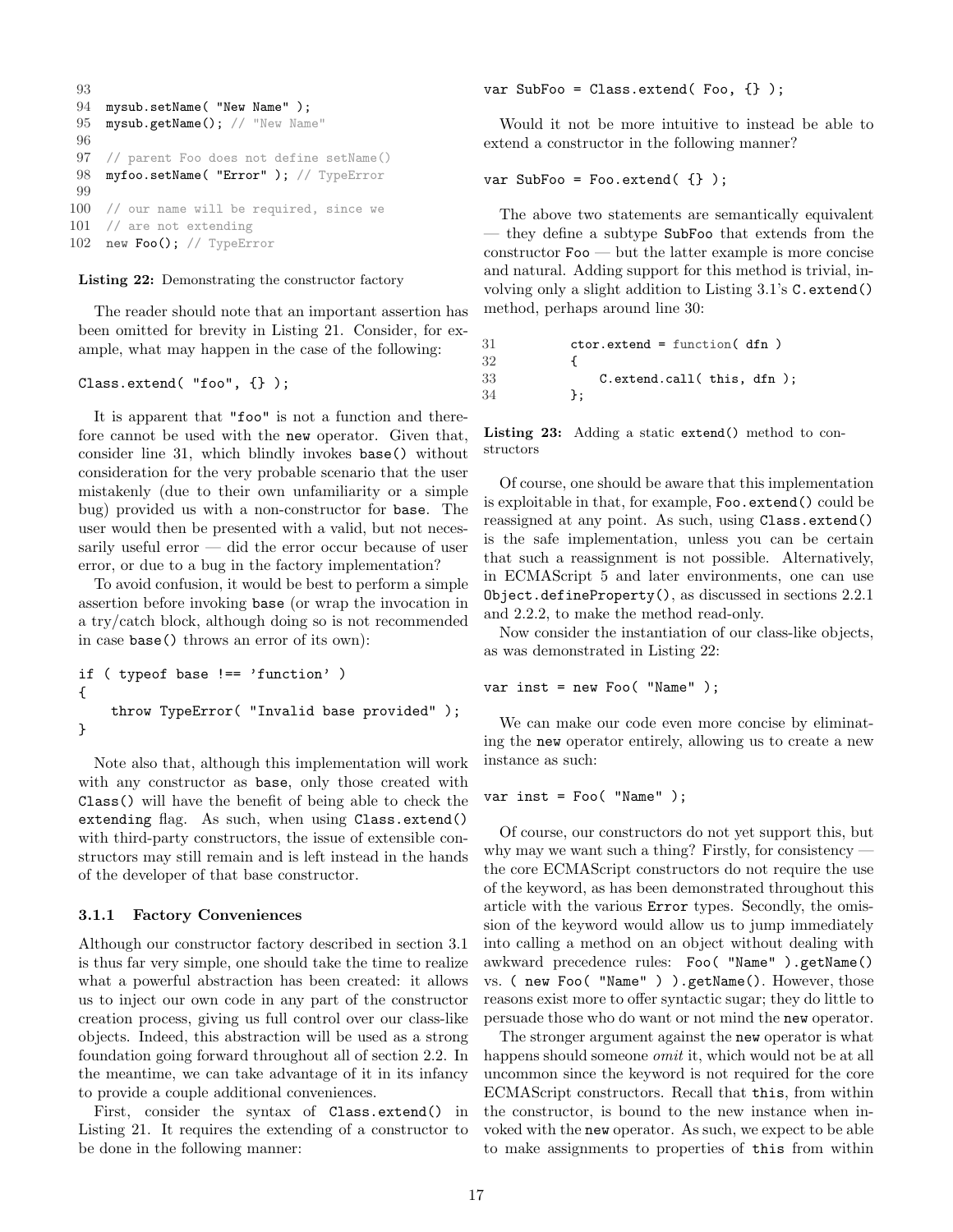```
93
94  mysub.setName( "New Name" );
95  mysub.getName(); // "New Name"
96
97  // parent Foo does not define setName()
98  myfoo.setName( "Error" ); // TypeError
99
100 // our name will be required, since we
101 // are not extending
102 new Foo(); // TypeError
```

**Listing 22:** Demonstrating the constructor factory

The reader should note that an important assertion has been omitted for brevity in Listing 21. Consider, for example, what may happen in the case of the following:

```
Class.extend( "foo", {} );
```

It is apparent that "foo" is not a function and therefore cannot be used with the new operator. Given that, consider line 31, which blindly invokes base() without consideration for the very probable scenario that the user mistakenly (due to their own unfamiliarity or a simple bug) provided us with a non-constructor for base. The user would then be presented with a valid, but not necessarily useful error — did the error occur because of user error, or due to a bug in the factory implementation?

To avoid confusion, it would be best to perform a simple assertion before invoking base (or wrap the invocation in a try/catch block, although doing so is not recommended in case base() throws an error of its own):

```
if ( typeof base !== 'function' )
{
    throw TypeError( "Invalid base provided" );
}
```

Note also that, although this implementation will work with any constructor as base, only those created with Class() will have the benefit of being able to check the extending flag. As such, when using Class.extend() with third-party constructors, the issue of extensible constructors may still remain and is left instead in the hands of the developer of that base constructor.

### 3.1.1 Factory Conveniences

Although our constructor factory described in section 3.1 is thus far very simple, one should take the time to realize what a powerful abstraction has been created: it allows us to inject our own code in any part of the constructor creation process, giving us full control over our class-like objects. Indeed, this abstraction will be used as a strong foundation going forward throughout all of section 2.2. In the meantime, we can take advantage of it in its infancy to provide a couple additional conveniences.

First, consider the syntax of Class.extend() in Listing 21. It requires the extending of a constructor to be done in the following manner:

```
var SubFoo = Class.extend( Foo, {} );
```

Would it not be more intuitive to instead be able to extend a constructor in the following manner?

```
var SubFoo = Foo.extend( {} );
```

The above two statements are semantically equivalent — they define a subtype SubFoo that extends from the constructor Foo — but the latter example is more concise and natural. Adding support for this method is trivial, involving only a slight addition to Listing 3.1's C.extend() method, perhaps around line 30:

```
31          ctor.extend = function( dfn )
32          {
33              C.extend.call( this, dfn );
34          };
```

**Listing 23:** Adding a static extend() method to constructors

Of course, one should be aware that this implementation is exploitable in that, for example, Foo.extend() could be reassigned at any point. As such, using Class.extend() is the safe implementation, unless you can be certain that such a reassignment is not possible. Alternatively, in ECMAScript 5 and later environments, one can use Object.defineProperty(), as discussed in sections 2.2.1 and 2.2.2, to make the method read-only.

Now consider the instantiation of our class-like objects, as was demonstrated in Listing 22:

```
var inst = new Foo( "Name" );
```

We can make our code even more concise by eliminating the new operator entirely, allowing us to create a new instance as such:

```
var inst = Foo( "Name" );
```

Of course, our constructors do not yet support this, but why may we want such a thing? Firstly, for consistency — the core ECMAScript constructors do not require the use of the keyword, as has been demonstrated throughout this article with the various Error types. Secondly, the omission of the keyword would allow us to jump immediately into calling a method on an object without dealing with awkward precedence rules: Foo( "Name" ).getName() vs. ( new Foo( "Name" ) ).getName(). However, those reasons exist more to offer syntactic sugar; they do little to persuade those who do want or not mind the new operator.

The stronger argument against the new operator is what happens should someone *omit* it, which would not be at all uncommon since the keyword is not required for the core ECMAScript constructors. Recall that this, from within the constructor, is bound to the new instance when invoked with the new operator. As such, we expect to be able to make assignments to properties of this from within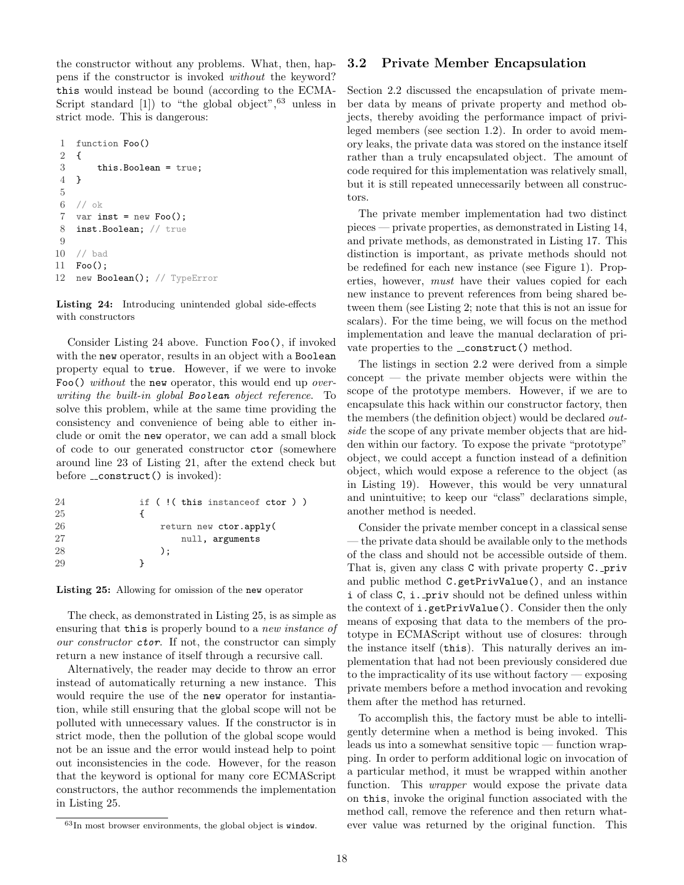the constructor without any problems. What, then, happens if the constructor is invoked *without* the keyword? `this` would instead be bound (according to the ECMAScript standard [1]) to "the global object",[63] unless in strict mode. This is dangerous:

```
1  function Foo()
2  {
3      this.Boolean = true;
4  }
5
6  // ok
7  var inst = new Foo();
8  inst.Boolean; // true
9
10 // bad
11 Foo();
12 new Boolean(); // TypeError
```

**Listing 24:** Introducing unintended global side-effects with constructors

Consider Listing 24 above. Function `Foo()`, if invoked with the `new` operator, results in an object with a `Boolean` property equal to `true`. However, if we were to invoke `Foo()` *without* the `new` operator, this would end up *overwriting the built-in global* ***Boolean*** *object reference*. To solve this problem, while at the same time providing the consistency and convenience of being able to either include or omit the `new` operator, we can add a small block of code to our generated constructor `ctor` (somewhere around line 23 of Listing 21, after the extend check but before `__construct()` is invoked):

```
24          if ( !( this instanceof ctor ) )
25          {
26              return new ctor.apply(
27                  null, arguments
28              );
29          }
```

**Listing 25:** Allowing for omission of the `new` operator

The check, as demonstrated in Listing 25, is as simple as ensuring that `this` is properly bound to a *new instance of our constructor* ***ctor***. If not, the constructor can simply return a new instance of itself through a recursive call.

Alternatively, the reader may decide to throw an error instead of automatically returning a new instance. This would require the use of the `new` operator for instantiation, while still ensuring that the global scope will not be polluted with unnecessary values. If the constructor is in strict mode, then the pollution of the global scope would not be an issue and the error would instead help to point out inconsistencies in the code. However, for the reason that the keyword is optional for many core ECMAScript constructors, the author recommends the implementation in Listing 25.

[63] In most browser environments, the global object is `window`.

## 3.2 Private Member Encapsulation

Section 2.2 discussed the encapsulation of private member data by means of private property and method objects, thereby avoiding the performance impact of privileged members (see section 1.2). In order to avoid memory leaks, the private data was stored on the instance itself rather than a truly encapsulated object. The amount of code required for this implementation was relatively small, but it is still repeated unnecessarily between all constructors.

The private member implementation had two distinct pieces — private properties, as demonstrated in Listing 14, and private methods, as demonstrated in Listing 17. This distinction is important, as private methods should not be redefined for each new instance (see Figure 1). Properties, however, *must* have their values copied for each new instance to prevent references from being shared between them (see Listing 2; note that this is not an issue for scalars). For the time being, we will focus on the method implementation and leave the manual declaration of private properties to the `__construct()` method.

The listings in section 2.2 were derived from a simple concept — the private member objects were within the scope of the prototype members. However, if we are to encapsulate this hack within our constructor factory, then the members (the definition object) would be declared *outside* the scope of any private member objects that are hidden within our factory. To expose the private "prototype" object, we could accept a function instead of a definition object, which would expose a reference to the object (as in Listing 19). However, this would be very unnatural and unintuitive; to keep our "class" declarations simple, another method is needed.

Consider the private member concept in a classical sense — the private data should be available only to the methods of the class and should not be accessible outside of them. That is, given any class `C` with private property `C._priv` and public method `C.getPrivValue()`, and an instance `i` of class `C`, `i._priv` should not be defined unless within the context of `i.getPrivValue()`. Consider then the only means of exposing that data to the members of the prototype in ECMAScript without use of closures: through the instance itself (`this`). This naturally derives an implementation that had not been previously considered due to the impracticality of its use without factory — exposing private members before a method invocation and revoking them after the method has returned.

To accomplish this, the factory must be able to intelligently determine when a method is being invoked. This leads us into a somewhat sensitive topic — function wrapping. In order to perform additional logic on invocation of a particular method, it must be wrapped within another function. This *wrapper* would expose the private data on `this`, invoke the original function associated with the method call, remove the reference and then return whatever value was returned by the original function. This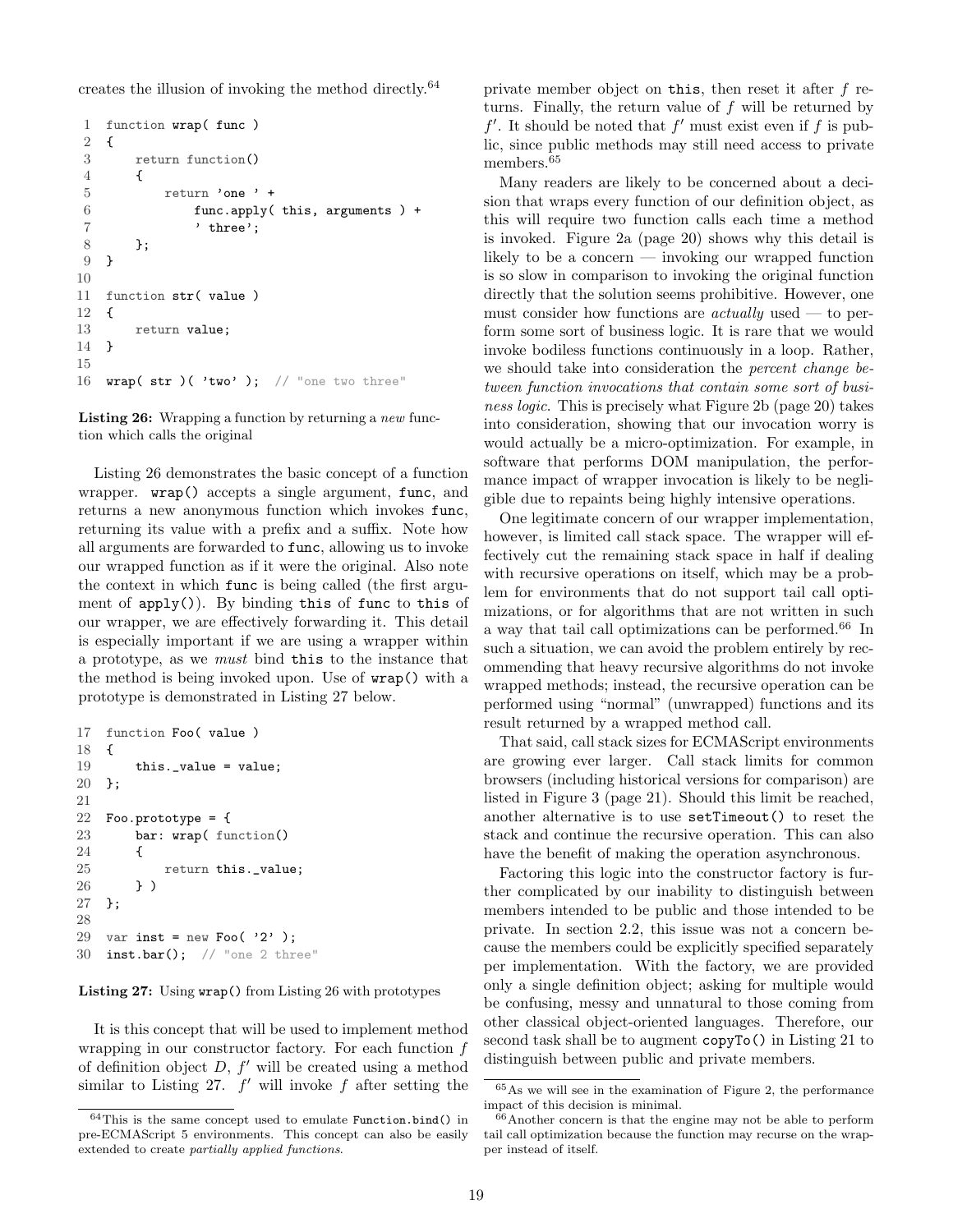creates the illusion of invoking the method directly.[64]

```
1  function wrap( func )
2  {
3      return function()
4      {
5          return 'one ' +
6              func.apply( this, arguments ) +
7              ' three';
8      };
9  }
10
11 function str( value )
12 {
13     return value;
14 }
15
16 wrap( str )( 'two' );  // "one two three"
```

**Listing 26:** Wrapping a function by returning a *new* function which calls the original

Listing 26 demonstrates the basic concept of a function wrapper. `wrap()` accepts a single argument, `func`, and returns a new anonymous function which invokes `func`, returning its value with a prefix and a suffix. Note how all arguments are forwarded to `func`, allowing us to invoke our wrapped function as if it were the original. Also note the context in which `func` is being called (the first argument of `apply()`). By binding `this` of `func` to `this` of our wrapper, we are effectively forwarding it. This detail is especially important if we are using a wrapper within a prototype, as we *must* bind `this` to the instance that the method is being invoked upon. Use of `wrap()` with a prototype is demonstrated in Listing 27 below.

```
17 function Foo( value )
18 {
19     this._value = value;
20 };
21
22 Foo.prototype = {
23     bar: wrap( function()
24     {
25         return this._value;
26     } )
27 };
28
29 var inst = new Foo( '2' );
30 inst.bar();  // "one 2 three"
```

**Listing 27:** Using `wrap()` from Listing 26 with prototypes

It is this concept that will be used to implement method wrapping in our constructor factory. For each function $f$ of definition object $D$, $f'$ will be created using a method similar to Listing 27. $f'$ will invoke $f$ after setting the private member object on `this`, then reset it after $f$ returns. Finally, the return value of $f$ will be returned by $f'$. It should be noted that $f'$ must exist even if $f$ is public, since public methods may still need access to private members.[65]

Many readers are likely to be concerned about a decision that wraps every function of our definition object, as this will require two function calls each time a method is invoked. Figure 2a (page 20) shows why this detail is likely to be a concern — invoking our wrapped function is so slow in comparison to invoking the original function directly that the solution seems prohibitive. However, one must consider how functions are *actually* used — to perform some sort of business logic. It is rare that we would invoke bodiless functions continuously in a loop. Rather, we should take into consideration the *percent change between function invocations that contain some sort of business logic*. This is precisely what Figure 2b (page 20) takes into consideration, showing that our invocation worry is would actually be a micro-optimization. For example, in software that performs DOM manipulation, the performance impact of wrapper invocation is likely to be negligible due to repaints being highly intensive operations.

One legitimate concern of our wrapper implementation, however, is limited call stack space. The wrapper will effectively cut the remaining stack space in half if dealing with recursive operations on itself, which may be a problem for environments that do not support tail call optimizations, or for algorithms that are not written in such a way that tail call optimizations can be performed.[66] In such a situation, we can avoid the problem entirely by recommending that heavy recursive algorithms do not invoke wrapped methods; instead, the recursive operation can be performed using "normal" (unwrapped) functions and its result returned by a wrapped method call.

That said, call stack sizes for ECMAScript environments are growing ever larger. Call stack limits for common browsers (including historical versions for comparison) are listed in Figure 3 (page 21). Should this limit be reached, another alternative is to use `setTimeout()` to reset the stack and continue the recursive operation. This can also have the benefit of making the operation asynchronous.

Factoring this logic into the constructor factory is further complicated by our inability to distinguish between members intended to be public and those intended to be private. In section 2.2, this issue was not a concern because the members could be explicitly specified separately per implementation. With the factory, we are provided only a single definition object; asking for multiple would be confusing, messy and unnatural to those coming from other classical object-oriented languages. Therefore, our second task shall be to augment `copyTo()` in Listing 21 to distinguish between public and private members.

---

[64] This is the same concept used to emulate `Function.bind()` in pre-ECMAScript 5 environments. This concept can also be easily extended to create *partially applied functions*.

[65] As we will see in the examination of Figure 2, the performance impact of this decision is minimal.

[66] Another concern is that the engine may not be able to perform tail call optimization because the function may recurse on the wrapper instead of itself.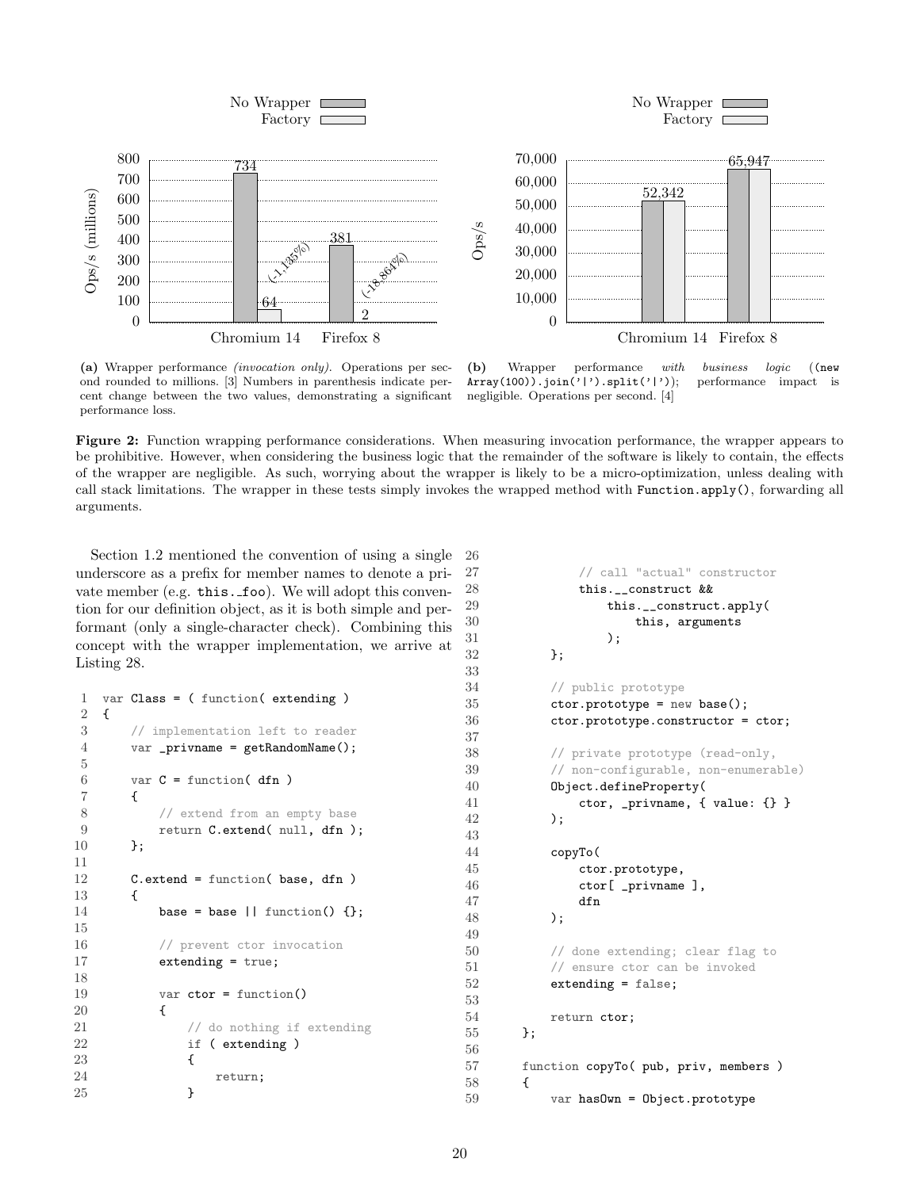| | No Wrapper | Factory |
|---|---|---|
| Chromium 14 | 734 | 64 (-1,135%) |
| Firefox 8 | 381 | 2 (-18,864%) |

**(a)** Wrapper performance *(invocation only)*. Operations per second rounded to millions. [3] Numbers in parenthesis indicate percent change between the two values, demonstrating a significant performance loss.

| | No Wrapper | Factory |
|---|---|---|
| Chromium 14 | 52,342 | |
| Firefox 8 | 65,947 | |

**(b)** Wrapper performance *with business logic* (`(new Array(100)).join('|').split('|')`); performance impact is negligible. Operations per second. [4]

**Figure 2:** Function wrapping performance considerations. When measuring invocation performance, the wrapper appears to be prohibitive. However, when considering the business logic that the remainder of the software is likely to contain, the effects of the wrapper are negligible. As such, worrying about the wrapper is likely to be a micro-optimization, unless dealing with call stack limitations. The wrapper in these tests simply invokes the wrapped method with `Function.apply()`, forwarding all arguments.

Section 1.2 mentioned the convention of using a single underscore as a prefix for member names to denote a private member (e.g. `this._foo`). We will adopt this convention for our definition object, as it is both simple and performant (only a single-character check). Combining this concept with the wrapper implementation, we arrive at Listing 28.

```
var Class = ( function( extending )
{
    // implementation left to reader
    var _privname = getRandomName();

    var C = function( dfn )
    {
        // extend from an empty base
        return C.extend( null, dfn );
    };

    C.extend = function( base, dfn )
    {
        base = base || function() {};

        // prevent ctor invocation
        extending = true;

        var ctor = function()
        {
            // do nothing if extending
            if ( extending )
            {
                return;
            }

            // call "actual" constructor
            this.__construct &&
                this.__construct.apply(
                    this, arguments
                );
        };

        // public prototype
        ctor.prototype = new base();
        ctor.prototype.constructor = ctor;

        // private prototype (read-only,
        // non-configurable, non-enumerable)
        Object.defineProperty(
            ctor, _privname, { value: {} }
        );

        copyTo(
            ctor.prototype,
            ctor[ _privname ],
            dfn
        );

        // done extending; clear flag to
        // ensure ctor can be invoked
        extending = false;

        return ctor;
    };

    function copyTo( pub, priv, members )
    {
        var hasOwn = Object.prototype
```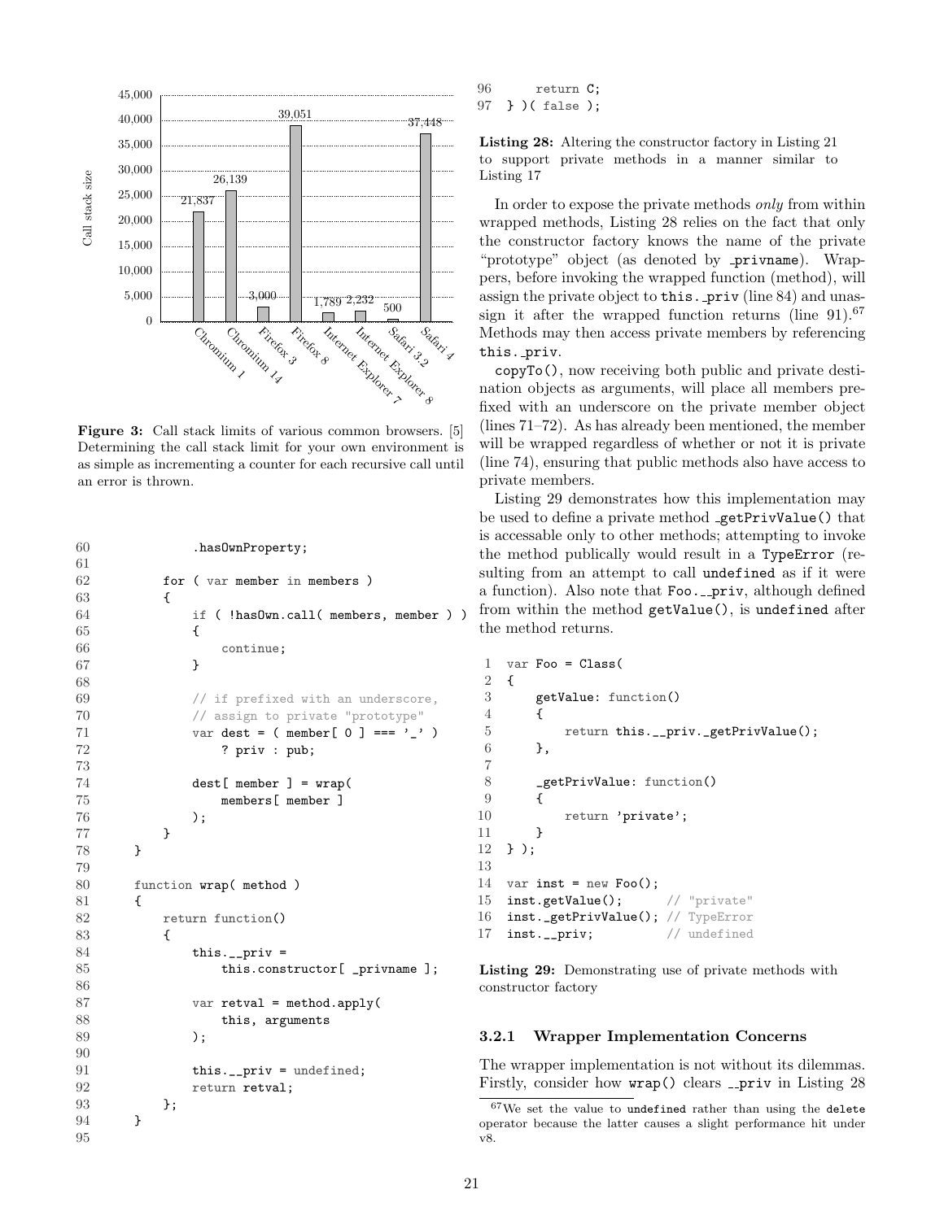Figure 3: Call stack limits of various common browsers. [5] Determining the call stack limit for your own environment is as simple as incrementing a counter for each recursive call until an error is thrown.

| Browser | Call stack size |
| --- | --- |
| Chromium 1 | 21,837 |
| Chromium 14 | 26,139 |
| Firefox 3 | 3,000 |
| Firefox 8 | 39,051 |
| Internet Explorer 7 | 1,789 |
| Internet Explorer 8 | 2,232 |
| Safari 3.2 | 500 |
| Safari 4 | 37,448 |

```
60                .hasOwnProperty;
61
62          for ( var member in members )
63          {
64              if ( !hasOwn.call( members, member ) )
65              {
66                  continue;
67              }
68
69              // if prefixed with an underscore,
70              // assign to private "prototype"
71              var dest = ( member[ 0 ] === '_' )
72                  ? priv : pub;
73
74              dest[ member ] = wrap(
75                  members[ member ]
76              );
77          }
78      }
79
80      function wrap( method )
81      {
82          return function()
83          {
84              this.__priv =
85                  this.constructor[ _privname ];
86
87              var retval = method.apply(
88                  this, arguments
89              );
90
91              this.__priv = undefined;
92              return retval;
93          };
94      }
95
96      return C;
97  } )( false );
```

**Listing 28:** Altering the constructor factory in Listing 21 to support private methods in a manner similar to Listing 17

In order to expose the private methods *only* from within wrapped methods, Listing 28 relies on the fact that only the constructor factory knows the name of the private "prototype" object (as denoted by _privname). Wrappers, before invoking the wrapped function (method), will assign the private object to this._priv (line 84) and unassign it after the wrapped function returns (line 91).[67] Methods may then access private members by referencing this._priv.

copyTo(), now receiving both public and private destination objects as arguments, will place all members prefixed with an underscore on the private member object (lines 71–72). As has already been mentioned, the member will be wrapped regardless of whether or not it is private (line 74), ensuring that public methods also have access to private members.

Listing 29 demonstrates how this implementation may be used to define a private method _getPrivValue() that is accessable only to other methods; attempting to invoke the method publically would result in a TypeError (resulting from an attempt to call undefined as if it were a function). Also note that Foo.__priv, although defined from within the method getValue(), is undefined after the method returns.

```
 1  var Foo = Class(
 2  {
 3      getValue: function()
 4      {
 5          return this.__priv._getPrivValue();
 6      },
 7
 8      _getPrivValue: function()
 9      {
10          return 'private';
11      }
12  } );
13
14  var inst = new Foo();
15  inst.getValue();      // "private"
16  inst._getPrivValue(); // TypeError
17  inst.__priv;          // undefined
```

**Listing 29:** Demonstrating use of private methods with constructor factory

### 3.2.1 Wrapper Implementation Concerns

The wrapper implementation is not without its dilemmas. Firstly, consider how wrap() clears __priv in Listing 28

[67] We set the value to undefined rather than using the delete operator because the latter causes a slight performance hit under v8.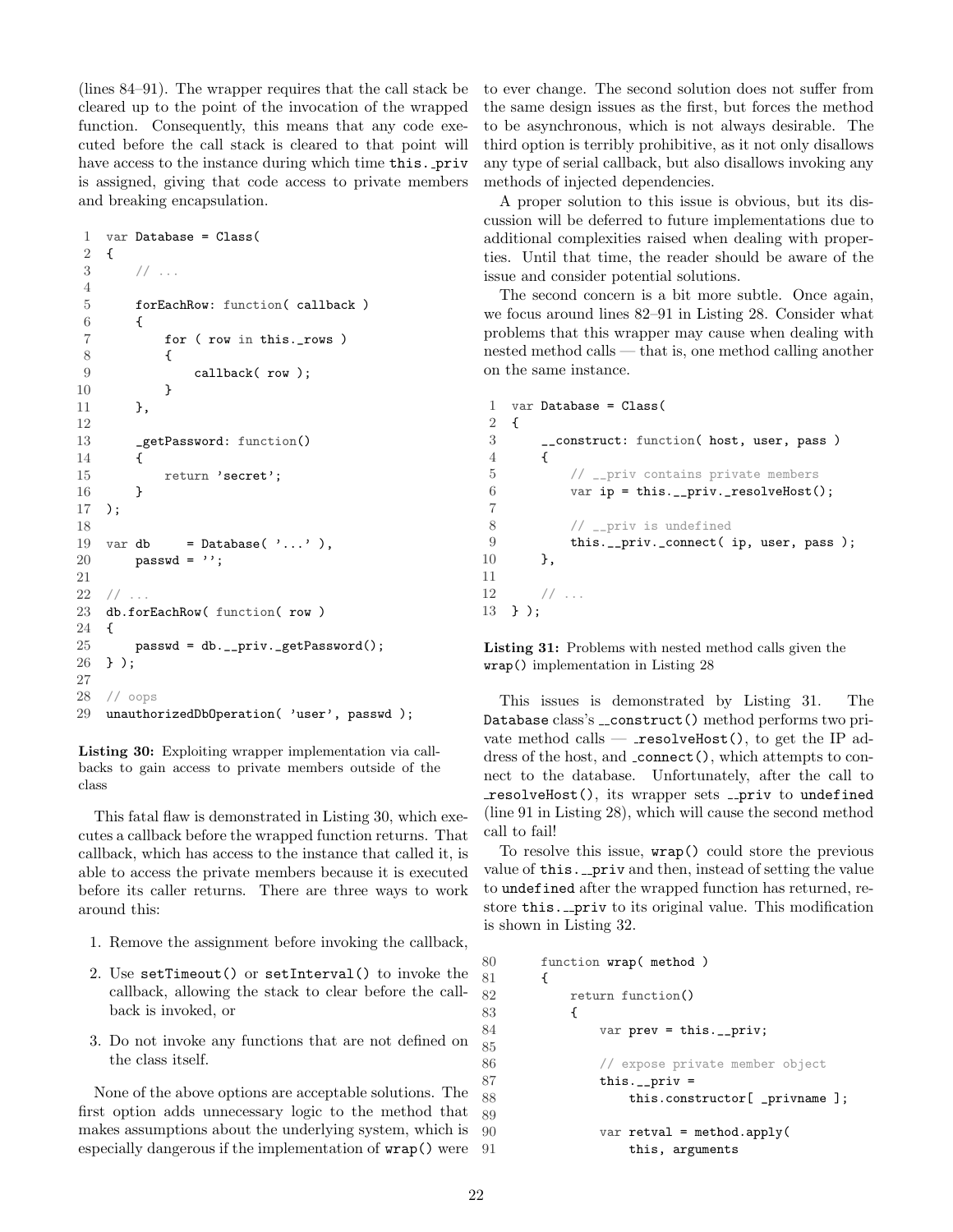(lines 84–91). The wrapper requires that the call stack be cleared up to the point of the invocation of the wrapped function. Consequently, this means that any code executed before the call stack is cleared to that point will have access to the instance during which time `this._priv` is assigned, giving that code access to private members and breaking encapsulation.

```
 1  var Database = Class(
 2  {
 3      // ...
 4
 5      forEachRow: function( callback )
 6      {
 7          for ( row in this._rows )
 8          {
 9              callback( row );
10          }
11      },
12
13      _getPassword: function()
14      {
15          return 'secret';
16      }
17  );
18
19  var db     = Database( '...' ),
20      passwd = '';
21
22  // ...
23  db.forEachRow( function( row )
24  {
25      passwd = db.__priv._getPassword();
26  } );
27
28  // oops
29  unauthorizedDbOperation( 'user', passwd );
```

**Listing 30:** Exploiting wrapper implementation via callbacks to gain access to private members outside of the class

This fatal flaw is demonstrated in Listing 30, which executes a callback before the wrapped function returns. That callback, which has access to the instance that called it, is able to access the private members because it is executed before its caller returns. There are three ways to work around this:

1. Remove the assignment before invoking the callback,
2. Use `setTimeout()` or `setInterval()` to invoke the callback, allowing the stack to clear before the callback is invoked, or
3. Do not invoke any functions that are not defined on the class itself.

None of the above options are acceptable solutions. The first option adds unnecessary logic to the method that makes assumptions about the underlying system, which is especially dangerous if the implementation of `wrap()` were to ever change. The second solution does not suffer from the same design issues as the first, but forces the method to be asynchronous, which is not always desirable. The third option is terribly prohibitive, as it not only disallows any type of serial callback, but also disallows invoking any methods of injected dependencies.

A proper solution to this issue is obvious, but its discussion will be deferred to future implementations due to additional complexities raised when dealing with properties. Until that time, the reader should be aware of the issue and consider potential solutions.

The second concern is a bit more subtle. Once again, we focus around lines 82–91 in Listing 28. Consider what problems that this wrapper may cause when dealing with nested method calls — that is, one method calling another on the same instance.

```
 1  var Database = Class(
 2  {
 3      __construct: function( host, user, pass )
 4      {
 5          // __priv contains private members
 6          var ip = this.__priv._resolveHost();
 7
 8          // __priv is undefined
 9          this.__priv._connect( ip, user, pass );
10      },
11
12      // ...
13  } );
```

**Listing 31:** Problems with nested method calls given the `wrap()` implementation in Listing 28

This issues is demonstrated by Listing 31. The `Database` class's `__construct()` method performs two private method calls — `_resolveHost()`, to get the IP address of the host, and `_connect()`, which attempts to connect to the database. Unfortunately, after the call to `_resolveHost()`, its wrapper sets `__priv` to `undefined` (line 91 in Listing 28), which will cause the second method call to fail!

To resolve this issue, `wrap()` could store the previous value of `this.__priv` and then, instead of setting the value to `undefined` after the wrapped function has returned, restore `this.__priv` to its original value. This modification is shown in Listing 32.

```
80      function wrap( method )
81      {
82          return function()
83          {
84              var prev = this.__priv;
85
86              // expose private member object
87              this.__priv =
88                  this.constructor[ _privname ];
89
90              var retval = method.apply(
91                  this, arguments
```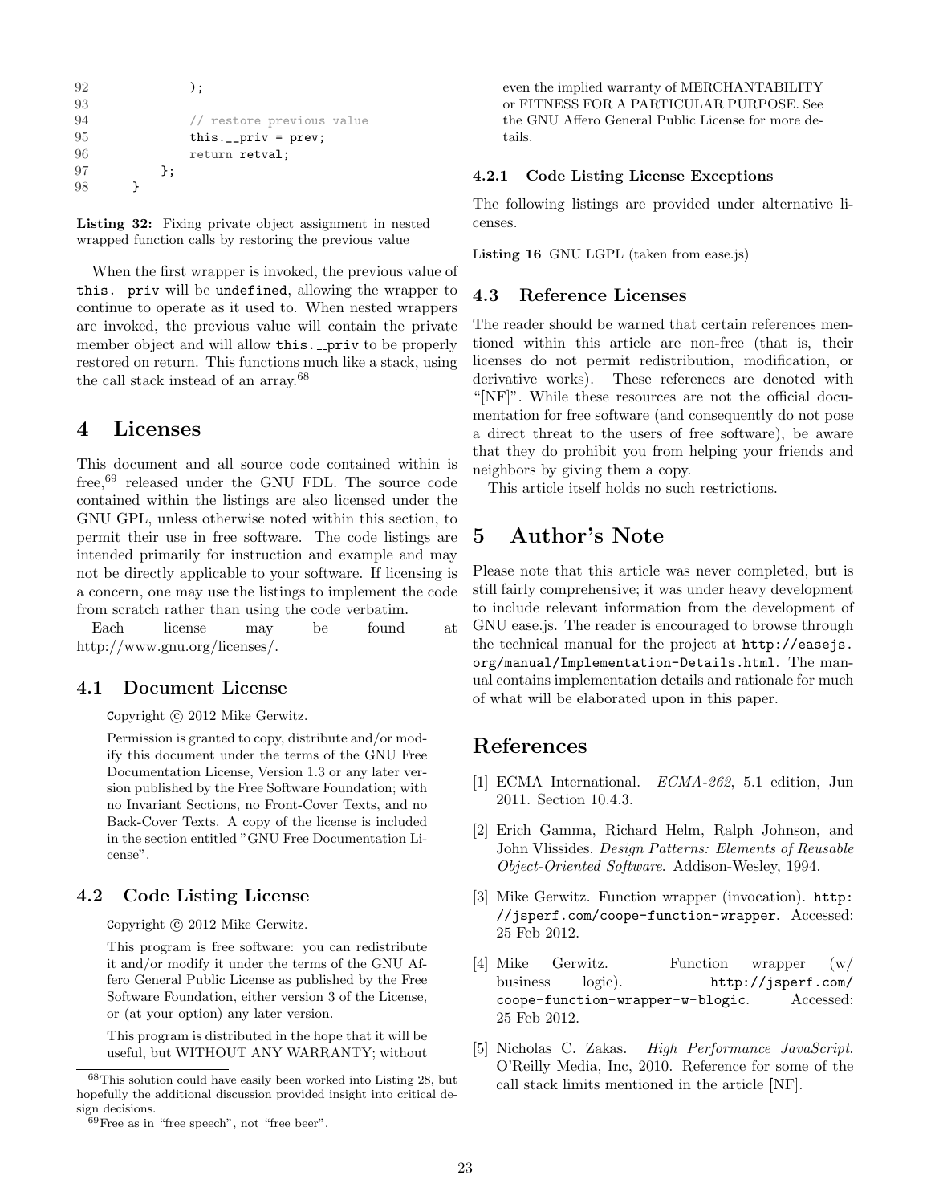```
92              );
93
94              // restore previous value
95              this.__priv = prev;
96              return retval;
97          };
98      }
```

**Listing 32:** Fixing private object assignment in nested wrapped function calls by restoring the previous value

When the first wrapper is invoked, the previous value of `this.__priv` will be `undefined`, allowing the wrapper to continue to operate as it used to. When nested wrappers are invoked, the previous value will contain the private member object and will allow `this.__priv` to be properly restored on return. This functions much like a stack, using the call stack instead of an array.[68]

# 4 Licenses

This document and all source code contained within is free,[69] released under the GNU FDL. The source code contained within the listings are also licensed under the GNU GPL, unless otherwise noted within this section, to permit their use in free software. The code listings are intended primarily for instruction and example and may not be directly applicable to your software. If licensing is a concern, one may use the listings to implement the code from scratch rather than using the code verbatim.

Each license may be found at http://www.gnu.org/licenses/.

## 4.1 Document License

Copyright © 2012 Mike Gerwitz.

Permission is granted to copy, distribute and/or modify this document under the terms of the GNU Free Documentation License, Version 1.3 or any later version published by the Free Software Foundation; with no Invariant Sections, no Front-Cover Texts, and no Back-Cover Texts. A copy of the license is included in the section entitled "GNU Free Documentation License".

## 4.2 Code Listing License

Copyright © 2012 Mike Gerwitz.

This program is free software: you can redistribute it and/or modify it under the terms of the GNU Affero General Public License as published by the Free Software Foundation, either version 3 of the License, or (at your option) any later version.

This program is distributed in the hope that it will be useful, but WITHOUT ANY WARRANTY; without even the implied warranty of MERCHANTABILITY or FITNESS FOR A PARTICULAR PURPOSE. See the GNU Affero General Public License for more details.

### 4.2.1 Code Listing License Exceptions

The following listings are provided under alternative licenses.

**Listing 16** GNU LGPL (taken from ease.js)

## 4.3 Reference Licenses

The reader should be warned that certain references mentioned within this article are non-free (that is, their licenses do not permit redistribution, modification, or derivative works). These references are denoted with "[NF]". While these resources are not the official documentation for free software (and consequently do not pose a direct threat to the users of free software), be aware that they do prohibit you from helping your friends and neighbors by giving them a copy.

This article itself holds no such restrictions.

# 5 Author's Note

Please note that this article was never completed, but is still fairly comprehensive; it was under heavy development to include relevant information from the development of GNU ease.js. The reader is encouraged to browse through the technical manual for the project at `http://easejs.org/manual/Implementation-Details.html`. The manual contains implementation details and rationale for much of what will be elaborated upon in this paper.

# References

[1] ECMA International. *ECMA-262*, 5.1 edition, Jun 2011. Section 10.4.3.

[2] Erich Gamma, Richard Helm, Ralph Johnson, and John Vlissides. *Design Patterns: Elements of Reusable Object-Oriented Software*. Addison-Wesley, 1994.

[3] Mike Gerwitz. Function wrapper (invocation). `http://jsperf.com/coope-function-wrapper`. Accessed: 25 Feb 2012.

[4] Mike Gerwitz. Function wrapper (w/ business logic). `http://jsperf.com/coope-function-wrapper-w-blogic`. Accessed: 25 Feb 2012.

[5] Nicholas C. Zakas. *High Performance JavaScript*. O'Reilly Media, Inc, 2010. Reference for some of the call stack limits mentioned in the article [NF].

---

[68] This solution could have easily been worked into Listing 28, but hopefully the additional discussion provided insight into critical design decisions.

[69] Free as in "free speech", not "free beer".